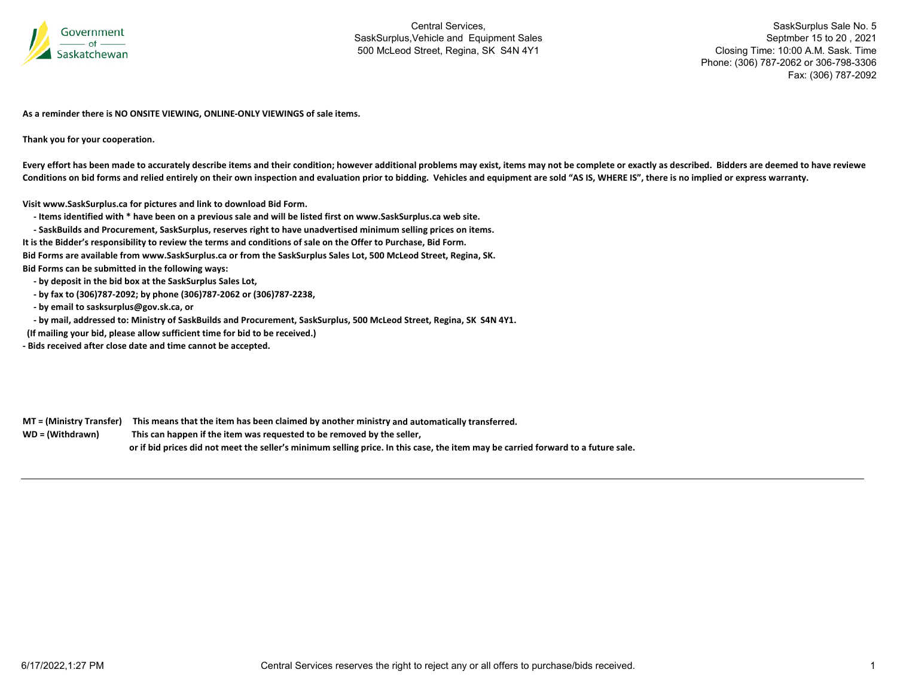Government of Saskatchewan

Central Services,
SaskSurplus,Vehicle and Equipment Sales
500 McLeod Street, Regina, SK S4N 4Y1

SaskSurplus Sale No. 5
Septmber 15 to 20 , 2021
Closing Time: 10:00 A.M. Sask. Time
Phone: (306) 787-2062 or 306-798-3306
Fax: (306) 787-2092

**As a reminder there is NO ONSITE VIEWING, ONLINE-ONLY VIEWINGS of sale items.**

**Thank you for your cooperation.**

**Every effort has been made to accurately describe items and their condition; however additional problems may exist, items may not be complete or exactly as described. Bidders are deemed to have reviewe Conditions on bid forms and relied entirely on their own inspection and evaluation prior to bidding. Vehicles and equipment are sold "AS IS, WHERE IS", there is no implied or express warranty.**

**Visit www.SaskSurplus.ca for pictures and link to download Bid Form.**
- **Items identified with * have been on a previous sale and will be listed first on www.SaskSurplus.ca web site.**
- **SaskBuilds and Procurement, SaskSurplus, reserves right to have unadvertised minimum selling prices on items.**

**It is the Bidder's responsibility to review the terms and conditions of sale on the Offer to Purchase, Bid Form.**
**Bid Forms are available from www.SaskSurplus.ca or from the SaskSurplus Sales Lot, 500 McLeod Street, Regina, SK.**
**Bid Forms can be submitted in the following ways:**
- **by deposit in the bid box at the SaskSurplus Sales Lot,**
- **by fax to (306)787-2092; by phone (306)787-2062 or (306)787-2238,**
- **by email to sasksurplus@gov.sk.ca, or**
- **by mail, addressed to: Ministry of SaskBuilds and Procurement, SaskSurplus, 500 McLeod Street, Regina, SK S4N 4Y1.**

**(If mailing your bid, please allow sufficient time for bid to be received.)**
- **Bids received after close date and time cannot be accepted.**

**MT = (Ministry Transfer)** **This means that the item has been claimed by another ministry and automatically transferred.**
**WD = (Withdrawn)** **This can happen if the item was requested to be removed by the seller, or if bid prices did not meet the seller's minimum selling price. In this case, the item may be carried forward to a future sale.**

---

6/17/2022,1:27 PM

Central Services reserves the right to reject any or all offers to purchase/bids received.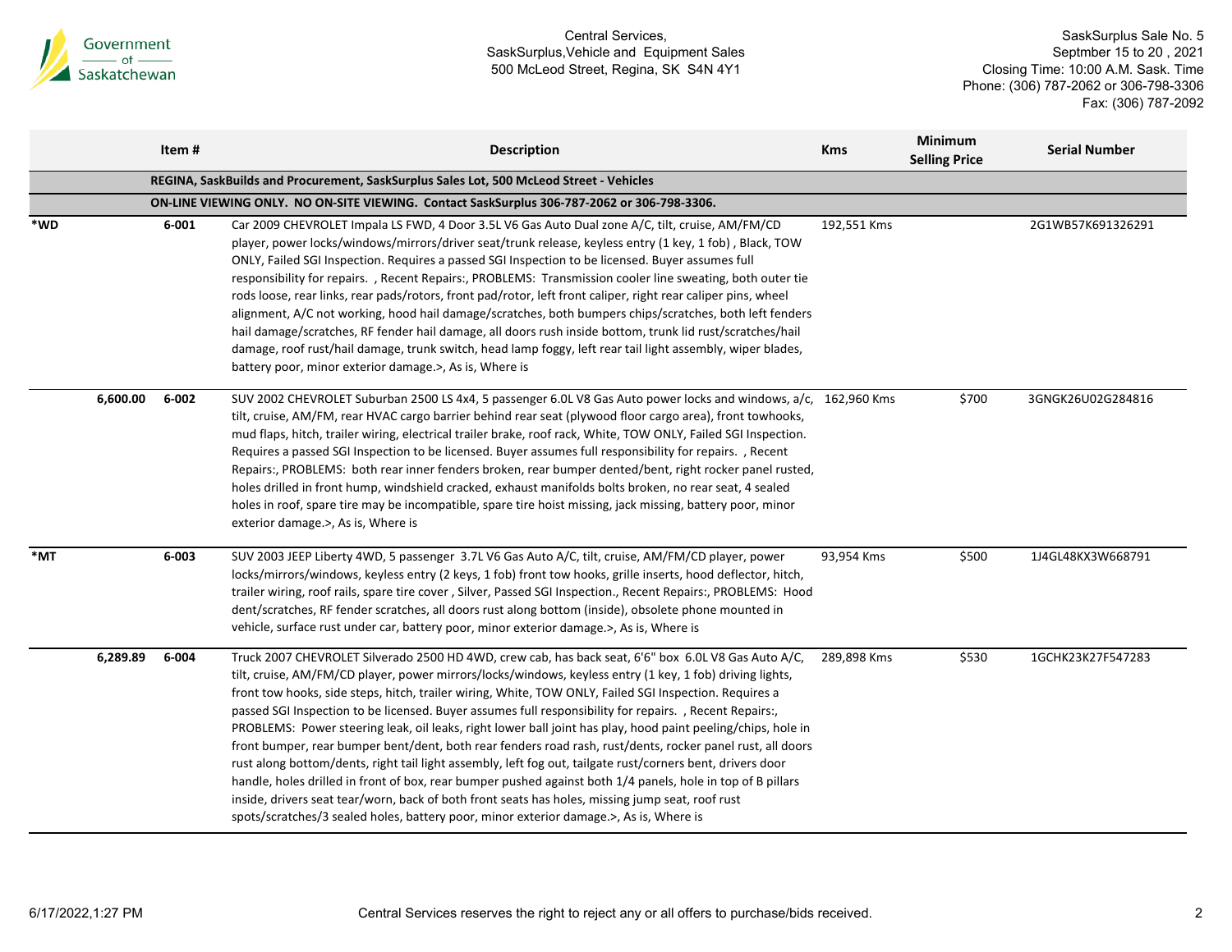Central Services,
SaskSurplus,Vehicle and Equipment Sales
500 McLeod Street, Regina, SK S4N 4Y1

SaskSurplus Sale No. 5
Septmber 15 to 20 , 2021
Closing Time: 10:00 A.M. Sask. Time
Phone: (306) 787-2062 or 306-798-3306
Fax: (306) 787-2092

| | | Item # | Description | Kms | Minimum Selling Price | Serial Number |
|---|---|---|---|---|---|---|
| | | | **REGINA, SaskBuilds and Procurement, SaskSurplus Sales Lot, 500 McLeod Street - Vehicles** | | | |
| | | | **ON-LINE VIEWING ONLY. NO ON-SITE VIEWING. Contact SaskSurplus 306-787-2062 or 306-798-3306.** | | | |
| *WD | | 6-001 | Car 2009 CHEVROLET Impala LS FWD, 4 Door 3.5L V6 Gas Auto Dual zone A/C, tilt, cruise, AM/FM/CD player, power locks/windows/mirrors/driver seat/trunk release, keyless entry (1 key, 1 fob) , Black, TOW ONLY, Failed SGI Inspection. Requires a passed SGI Inspection to be licensed. Buyer assumes full responsibility for repairs. , Recent Repairs:, PROBLEMS: Transmission cooler line sweating, both outer tie rods loose, rear links, rear pads/rotors, front pad/rotor, left front caliper, right rear caliper pins, wheel alignment, A/C not working, hood hail damage/scratches, both bumpers chips/scratches, both left fenders hail damage/scratches, RF fender hail damage, all doors rush inside bottom, trunk lid rust/scratches/hail damage, roof rust/hail damage, trunk switch, head lamp foggy, left rear tail light assembly, wiper blades, battery poor, minor exterior damage.>, As is, Where is | 192,551 Kms | | 2G1WB57K691326291 |
| | 6,600.00 | 6-002 | SUV 2002 CHEVROLET Suburban 2500 LS 4x4, 5 passenger 6.0L V8 Gas Auto power locks and windows, a/c, tilt, cruise, AM/FM, rear HVAC cargo barrier behind rear seat (plywood floor cargo area), front towhooks, mud flaps, hitch, trailer wiring, electrical trailer brake, roof rack, White, TOW ONLY, Failed SGI Inspection. Requires a passed SGI Inspection to be licensed. Buyer assumes full responsibility for repairs. , Recent Repairs:, PROBLEMS: both rear inner fenders broken, rear bumper dented/bent, right rocker panel rusted, holes drilled in front hump, windshield cracked, exhaust manifolds bolts broken, no rear seat, 4 sealed holes in roof, spare tire may be incompatible, spare tire hoist missing, jack missing, battery poor, minor exterior damage.>, As is, Where is | 162,960 Kms | $700 | 3GNGK26U02G284816 |
| *MT | | 6-003 | SUV 2003 JEEP Liberty 4WD, 5 passenger 3.7L V6 Gas Auto A/C, tilt, cruise, AM/FM/CD player, power locks/mirrors/windows, keyless entry (2 keys, 1 fob) front tow hooks, grille inserts, hood deflector, hitch, trailer wiring, roof rails, spare tire cover , Silver, Passed SGI Inspection., Recent Repairs:, PROBLEMS: Hood dent/scratches, RF fender scratches, all doors rust along bottom (inside), obsolete phone mounted in vehicle, surface rust under car, battery poor, minor exterior damage.>, As is, Where is | 93,954 Kms | $500 | 1J4GL48KX3W668791 |
| | 6,289.89 | 6-004 | Truck 2007 CHEVROLET Silverado 2500 HD 4WD, crew cab, has back seat, 6'6" box 6.0L V8 Gas Auto A/C, tilt, cruise, AM/FM/CD player, power mirrors/locks/windows, keyless entry (1 key, 1 fob) driving lights, front tow hooks, side steps, hitch, trailer wiring, White, TOW ONLY, Failed SGI Inspection. Requires a passed SGI Inspection to be licensed. Buyer assumes full responsibility for repairs. , Recent Repairs:, PROBLEMS: Power steering leak, oil leaks, right lower ball joint has play, hood paint peeling/chips, hole in front bumper, rear bumper bent/dent, both rear fenders road rash, rust/dents, rocker panel rust, all doors rust along bottom/dents, right tail light assembly, left fog out, tailgate rust/corners bent, drivers door handle, holes drilled in front of box, rear bumper pushed against both 1/4 panels, hole in top of B pillars inside, drivers seat tear/worn, back of both front seats has holes, missing jump seat, roof rust spots/scratches/3 sealed holes, battery poor, minor exterior damage.>, As is, Where is | 289,898 Kms | $530 | 1GCHK23K27F547283 |

Central Services reserves the right to reject any or all offers to purchase/bids received.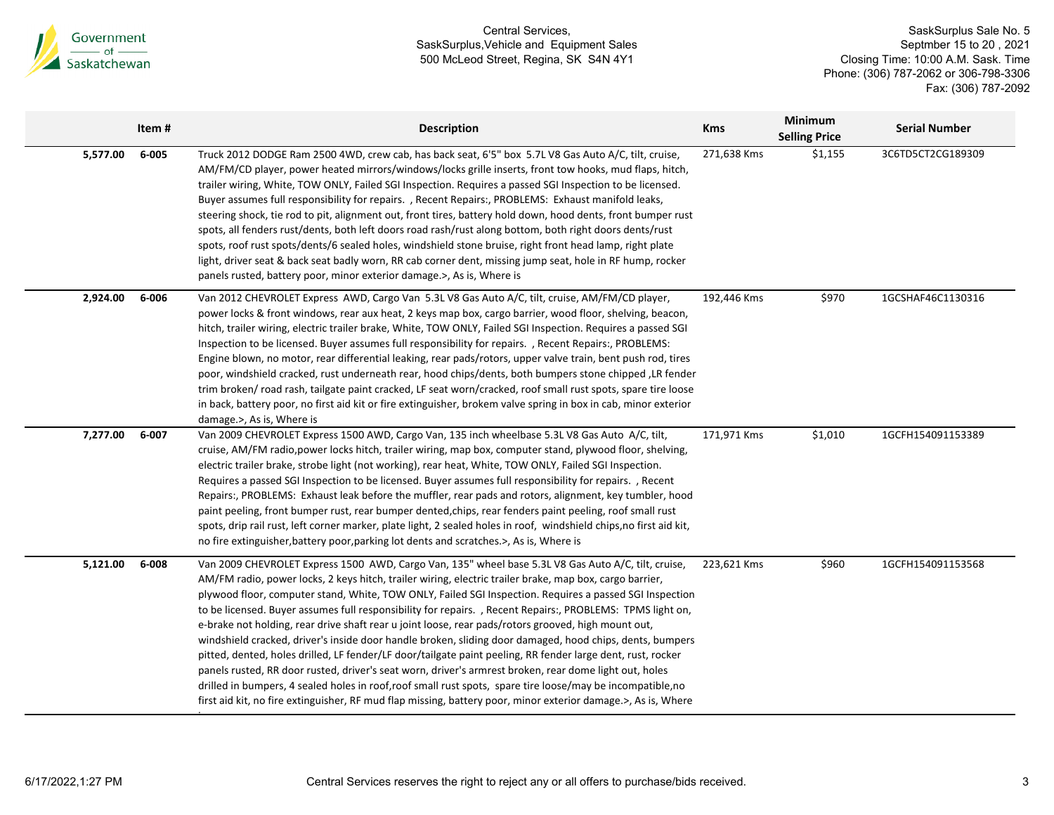| | Item # | Description | Kms | Minimum Selling Price | Serial Number |
|---|---|---|---|---|---|
| 5,577.00 | 6-005 | Truck 2012 DODGE Ram 2500 4WD, crew cab, has back seat, 6'5" box 5.7L V8 Gas Auto A/C, tilt, cruise, AM/FM/CD player, power heated mirrors/windows/locks grille inserts, front tow hooks, mud flaps, hitch, trailer wiring, White, TOW ONLY, Failed SGI Inspection. Requires a passed SGI Inspection to be licensed. Buyer assumes full responsibility for repairs. , Recent Repairs:, PROBLEMS: Exhaust manifold leaks, steering shock, tie rod to pit, alignment out, front tires, battery hold down, hood dents, front bumper rust spots, all fenders rust/dents, both left doors road rash/rust along bottom, both right doors dents/rust spots, roof rust spots/dents/6 sealed holes, windshield stone bruise, right front head lamp, right plate light, driver seat & back seat badly worn, RR cab corner dent, missing jump seat, hole in RF hump, rocker panels rusted, battery poor, minor exterior damage.>, As is, Where is | 271,638 Kms | $1,155 | 3C6TD5CT2CG189309 |
| 2,924.00 | 6-006 | Van 2012 CHEVROLET Express AWD, Cargo Van 5.3L V8 Gas Auto A/C, tilt, cruise, AM/FM/CD player, power locks & front windows, rear aux heat, 2 keys map box, cargo barrier, wood floor, shelving, beacon, hitch, trailer wiring, electric trailer brake, White, TOW ONLY, Failed SGI Inspection. Requires a passed SGI Inspection to be licensed. Buyer assumes full responsibility for repairs. , Recent Repairs:, PROBLEMS: Engine blown, no motor, rear differential leaking, rear pads/rotors, upper valve train, bent push rod, tires poor, windshield cracked, rust underneath rear, hood chips/dents, both bumpers stone chipped ,LR fender trim broken/ road rash, tailgate paint cracked, LF seat worn/cracked, roof small rust spots, spare tire loose in back, battery poor, no first aid kit or fire extinguisher, brokem valve spring in box in cab, minor exterior damage.>, As is, Where is | 192,446 Kms | $970 | 1GCSHAF46C1130316 |
| 7,277.00 | 6-007 | Van 2009 CHEVROLET Express 1500 AWD, Cargo Van, 135 inch wheelbase 5.3L V8 Gas Auto A/C, tilt, cruise, AM/FM radio,power locks hitch, trailer wiring, map box, computer stand, plywood floor, shelving, electric trailer brake, strobe light (not working), rear heat, White, TOW ONLY, Failed SGI Inspection. Requires a passed SGI Inspection to be licensed. Buyer assumes full responsibility for repairs. , Recent Repairs:, PROBLEMS: Exhaust leak before the muffler, rear pads and rotors, alignment, key tumbler, hood paint peeling, front bumper rust, rear bumper dented,chips, rear fenders paint peeling, roof small rust spots, drip rail rust, left corner marker, plate light, 2 sealed holes in roof, windshield chips,no first aid kit, no fire extinguisher,battery poor,parking lot dents and scratches.>, As is, Where is | 171,971 Kms | $1,010 | 1GCFH154091153389 |
| 5,121.00 | 6-008 | Van 2009 CHEVROLET Express 1500 AWD, Cargo Van, 135" wheel base 5.3L V8 Gas Auto A/C, tilt, cruise, AM/FM radio, power locks, 2 keys hitch, trailer wiring, electric trailer brake, map box, cargo barrier, plywood floor, computer stand, White, TOW ONLY, Failed SGI Inspection. Requires a passed SGI Inspection to be licensed. Buyer assumes full responsibility for repairs. , Recent Repairs:, PROBLEMS: TPMS light on, e-brake not holding, rear drive shaft rear u joint loose, rear pads/rotors grooved, high mount out, windshield cracked, driver's inside door handle broken, sliding door damaged, hood chips, dents, bumpers pitted, dented, holes drilled, LF fender/LF door/tailgate paint peeling, RR fender large dent, rust, rocker panels rusted, RR door rusted, driver's seat worn, driver's armrest broken, rear dome light out, holes drilled in bumpers, 4 sealed holes in roof,roof small rust spots, spare tire loose/may be incompatible,no first aid kit, no fire extinguisher, RF mud flap missing, battery poor, minor exterior damage.>, As is, Where | 223,621 Kms | $960 | 1GCFH154091153568 |

Central Services reserves the right to reject any or all offers to purchase/bids received.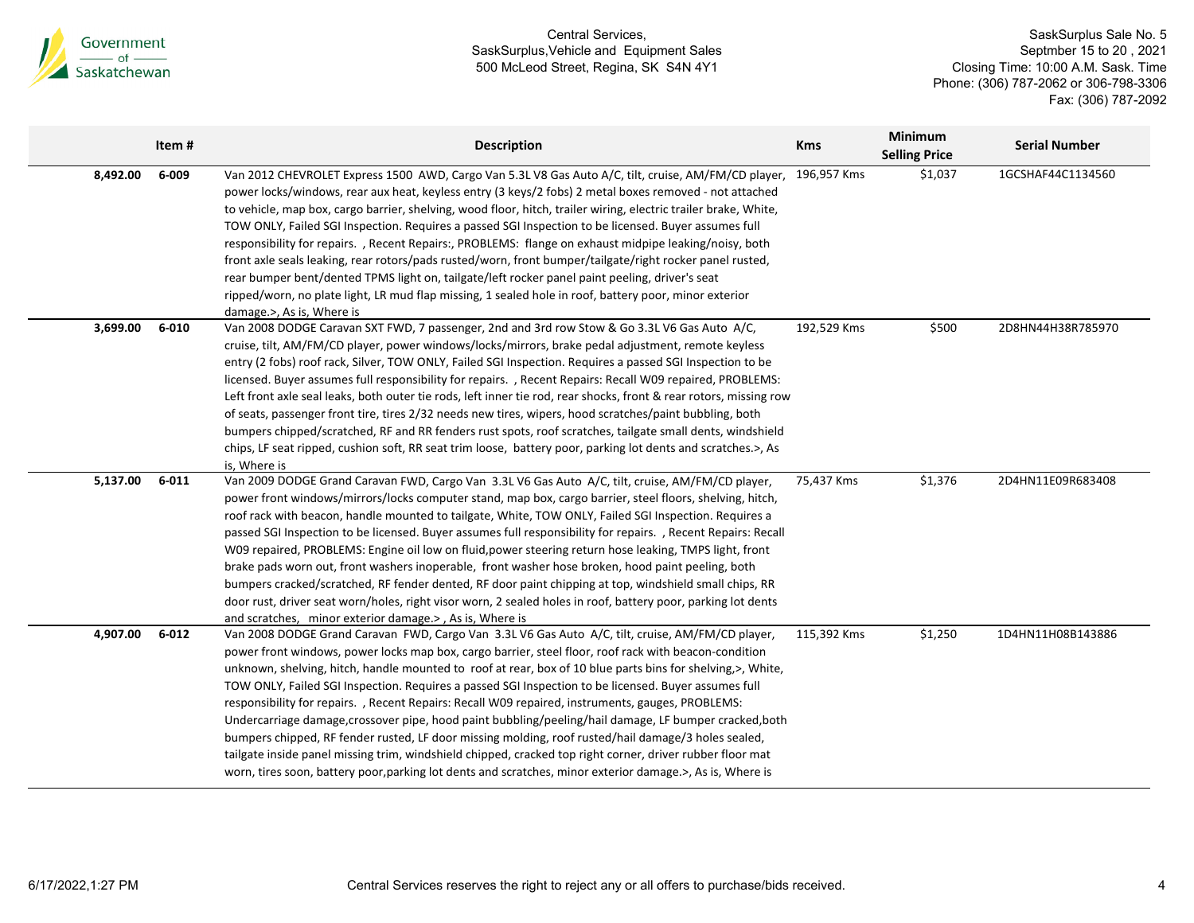| | Item # | Description | Kms | Minimum Selling Price | Serial Number |
|---|---|---|---|---|---|
| 8,492.00 | 6-009 | Van 2012 CHEVROLET Express 1500 AWD, Cargo Van 5.3L V8 Gas Auto A/C, tilt, cruise, AM/FM/CD player, power locks/windows, rear aux heat, keyless entry (3 keys/2 fobs) 2 metal boxes removed - not attached to vehicle, map box, cargo barrier, shelving, wood floor, hitch, trailer wiring, electric trailer brake, White, TOW ONLY, Failed SGI Inspection. Requires a passed SGI Inspection to be licensed. Buyer assumes full responsibility for repairs. , Recent Repairs:, PROBLEMS: flange on exhaust midpipe leaking/noisy, both front axle seals leaking, rear rotors/pads rusted/worn, front bumper/tailgate/right rocker panel rusted, rear bumper bent/dented TPMS light on, tailgate/left rocker panel paint peeling, driver's seat ripped/worn, no plate light, LR mud flap missing, 1 sealed hole in roof, battery poor, minor exterior damage.>, As is, Where is | 196,957 Kms | $1,037 | 1GCSHAF44C1134560 |
| 3,699.00 | 6-010 | Van 2008 DODGE Caravan SXT FWD, 7 passenger, 2nd and 3rd row Stow & Go 3.3L V6 Gas Auto A/C, cruise, tilt, AM/FM/CD player, power windows/locks/mirrors, brake pedal adjustment, remote keyless entry (2 fobs) roof rack, Silver, TOW ONLY, Failed SGI Inspection. Requires a passed SGI Inspection to be licensed. Buyer assumes full responsibility for repairs. , Recent Repairs: Recall W09 repaired, PROBLEMS: Left front axle seal leaks, both outer tie rods, left inner tie rod, rear shocks, front & rear rotors, missing row of seats, passenger front tire, tires 2/32 needs new tires, wipers, hood scratches/paint bubbling, both bumpers chipped/scratched, RF and RR fenders rust spots, roof scratches, tailgate small dents, windshield chips, LF seat ripped, cushion soft, RR seat trim loose, battery poor, parking lot dents and scratches.>, As is, Where is | 192,529 Kms | $500 | 2D8HN44H38R785970 |
| 5,137.00 | 6-011 | Van 2009 DODGE Grand Caravan FWD, Cargo Van 3.3L V6 Gas Auto A/C, tilt, cruise, AM/FM/CD player, power front windows/mirrors/locks computer stand, map box, cargo barrier, steel floors, shelving, hitch, roof rack with beacon, handle mounted to tailgate, White, TOW ONLY, Failed SGI Inspection. Requires a passed SGI Inspection to be licensed. Buyer assumes full responsibility for repairs. , Recent Repairs: Recall W09 repaired, PROBLEMS: Engine oil low on fluid,power steering return hose leaking, TMPS light, front brake pads worn out, front washers inoperable, front washer hose broken, hood paint peeling, both bumpers cracked/scratched, RF fender dented, RF door paint chipping at top, windshield small chips, RR door rust, driver seat worn/holes, right visor worn, 2 sealed holes in roof, battery poor, parking lot dents and scratches, minor exterior damage.> , As is, Where is | 75,437 Kms | $1,376 | 2D4HN11E09R683408 |
| 4,907.00 | 6-012 | Van 2008 DODGE Grand Caravan FWD, Cargo Van 3.3L V6 Gas Auto A/C, tilt, cruise, AM/FM/CD player, power front windows, power locks map box, cargo barrier, steel floor, roof rack with beacon-condition unknown, shelving, hitch, handle mounted to roof at rear, box of 10 blue parts bins for shelving,>, White, TOW ONLY, Failed SGI Inspection. Requires a passed SGI Inspection to be licensed. Buyer assumes full responsibility for repairs. , Recent Repairs: Recall W09 repaired, instruments, gauges, PROBLEMS: Undercarriage damage,crossover pipe, hood paint bubbling/peeling/hail damage, LF bumper cracked,both bumpers chipped, RF fender rusted, LF door missing molding, roof rusted/hail damage/3 holes sealed, tailgate inside panel missing trim, windshield chipped, cracked top right corner, driver rubber floor mat worn, tires soon, battery poor,parking lot dents and scratches, minor exterior damage.>, As is, Where is | 115,392 Kms | $1,250 | 1D4HN11H08B143886 |

Central Services reserves the right to reject any or all offers to purchase/bids received.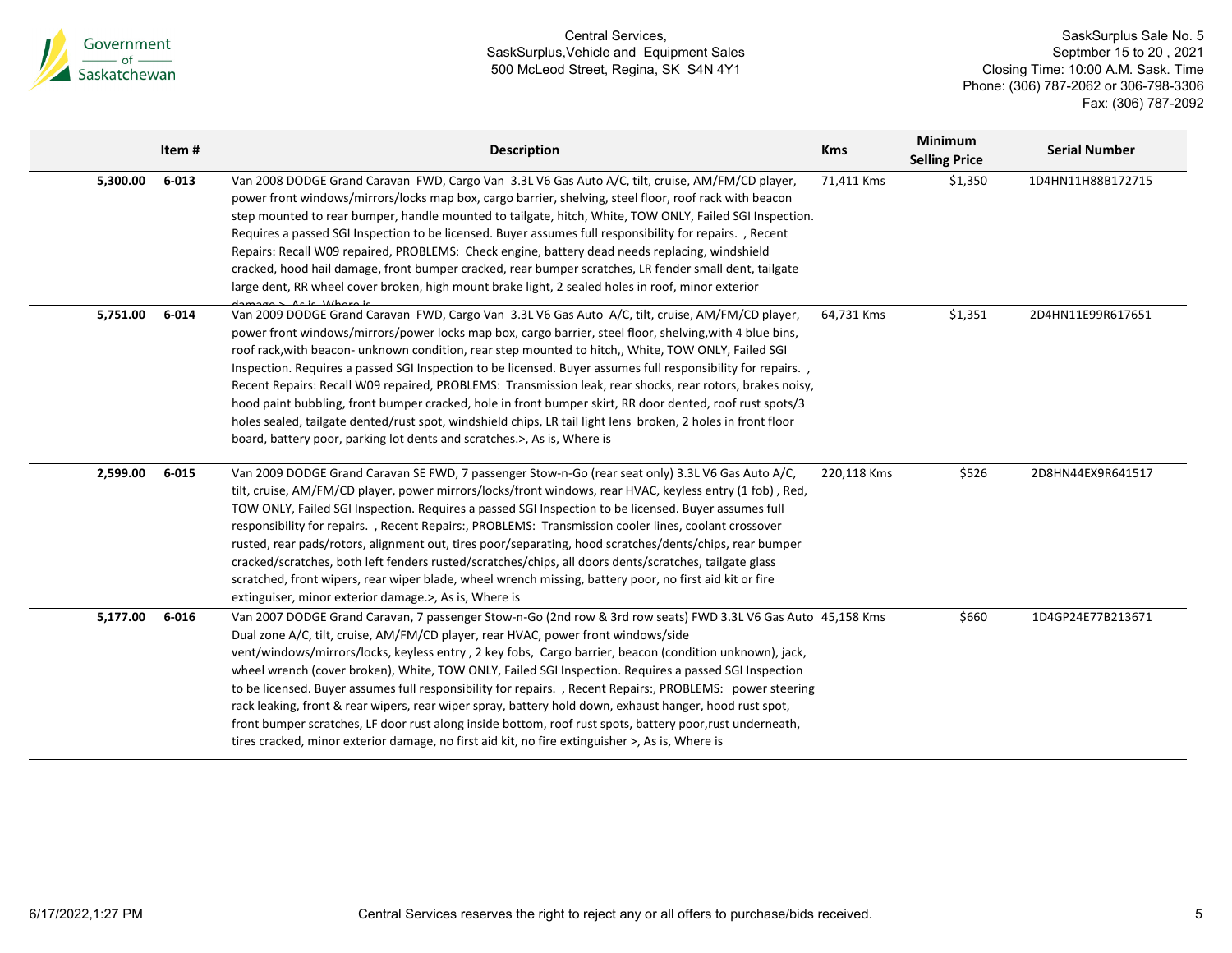Central Services,
SaskSurplus,Vehicle and Equipment Sales
500 McLeod Street, Regina, SK S4N 4Y1

SaskSurplus Sale No. 5
Septmber 15 to 20 , 2021
Closing Time: 10:00 A.M. Sask. Time
Phone: (306) 787-2062 or 306-798-3306
Fax: (306) 787-2092

| | Item # | Description | Kms | Minimum Selling Price | Serial Number |
|---|---|---|---|---|---|
| 5,300.00 | 6-013 | Van 2008 DODGE Grand Caravan FWD, Cargo Van 3.3L V6 Gas Auto A/C, tilt, cruise, AM/FM/CD player, power front windows/mirrors/locks map box, cargo barrier, shelving, steel floor, roof rack with beacon step mounted to rear bumper, handle mounted to tailgate, hitch, White, TOW ONLY, Failed SGI Inspection. Requires a passed SGI Inspection to be licensed. Buyer assumes full responsibility for repairs. , Recent Repairs: Recall W09 repaired, PROBLEMS: Check engine, battery dead needs replacing, windshield cracked, hood hail damage, front bumper cracked, rear bumper scratches, LR fender small dent, tailgate large dent, RR wheel cover broken, high mount brake light, 2 sealed holes in roof, minor exterior damage.>, As is, Where is | 71,411 Kms | $1,350 | 1D4HN11H88B172715 |
| 5,751.00 | 6-014 | Van 2009 DODGE Grand Caravan FWD, Cargo Van 3.3L V6 Gas Auto A/C, tilt, cruise, AM/FM/CD player, power front windows/mirrors/power locks map box, cargo barrier, steel floor, shelving,with 4 blue bins, roof rack,with beacon- unknown condition, rear step mounted to hitch,, White, TOW ONLY, Failed SGI Inspection. Requires a passed SGI Inspection to be licensed. Buyer assumes full responsibility for repairs. , Recent Repairs: Recall W09 repaired, PROBLEMS: Transmission leak, rear shocks, rear rotors, brakes noisy, hood paint bubbling, front bumper cracked, hole in front bumper skirt, RR door dented, roof rust spots/3 holes sealed, tailgate dented/rust spot, windshield chips, LR tail light lens broken, 2 holes in front floor board, battery poor, parking lot dents and scratches.>, As is, Where is | 64,731 Kms | $1,351 | 2D4HN11E99R617651 |
| 2,599.00 | 6-015 | Van 2009 DODGE Grand Caravan SE FWD, 7 passenger Stow-n-Go (rear seat only) 3.3L V6 Gas Auto A/C, tilt, cruise, AM/FM/CD player, power mirrors/locks/front windows, rear HVAC, keyless entry (1 fob) , Red, TOW ONLY, Failed SGI Inspection. Requires a passed SGI Inspection to be licensed. Buyer assumes full responsibility for repairs. , Recent Repairs:, PROBLEMS: Transmission cooler lines, coolant crossover rusted, rear pads/rotors, alignment out, tires poor/separating, hood scratches/dents/chips, rear bumper cracked/scratches, both left fenders rusted/scratches/chips, all doors dents/scratches, tailgate glass scratched, front wipers, rear wiper blade, wheel wrench missing, battery poor, no first aid kit or fire extinguiser, minor exterior damage.>, As is, Where is | 220,118 Kms | $526 | 2D8HN44EX9R641517 |
| 5,177.00 | 6-016 | Van 2007 DODGE Grand Caravan, 7 passenger Stow-n-Go (2nd row & 3rd row seats) FWD 3.3L V6 Gas Auto Dual zone A/C, tilt, cruise, AM/FM/CD player, rear HVAC, power front windows/side vent/windows/mirrors/locks, keyless entry , 2 key fobs, Cargo barrier, beacon (condition unknown), jack, wheel wrench (cover broken), White, TOW ONLY, Failed SGI Inspection. Requires a passed SGI Inspection to be licensed. Buyer assumes full responsibility for repairs. , Recent Repairs:, PROBLEMS: power steering rack leaking, front & rear wipers, rear wiper spray, battery hold down, exhaust hanger, hood rust spot, front bumper scratches, LF door rust along inside bottom, roof rust spots, battery poor,rust underneath, tires cracked, minor exterior damage, no first aid kit, no fire extinguisher >, As is, Where is | 45,158 Kms | $660 | 1D4GP24E77B213671 |

Central Services reserves the right to reject any or all offers to purchase/bids received.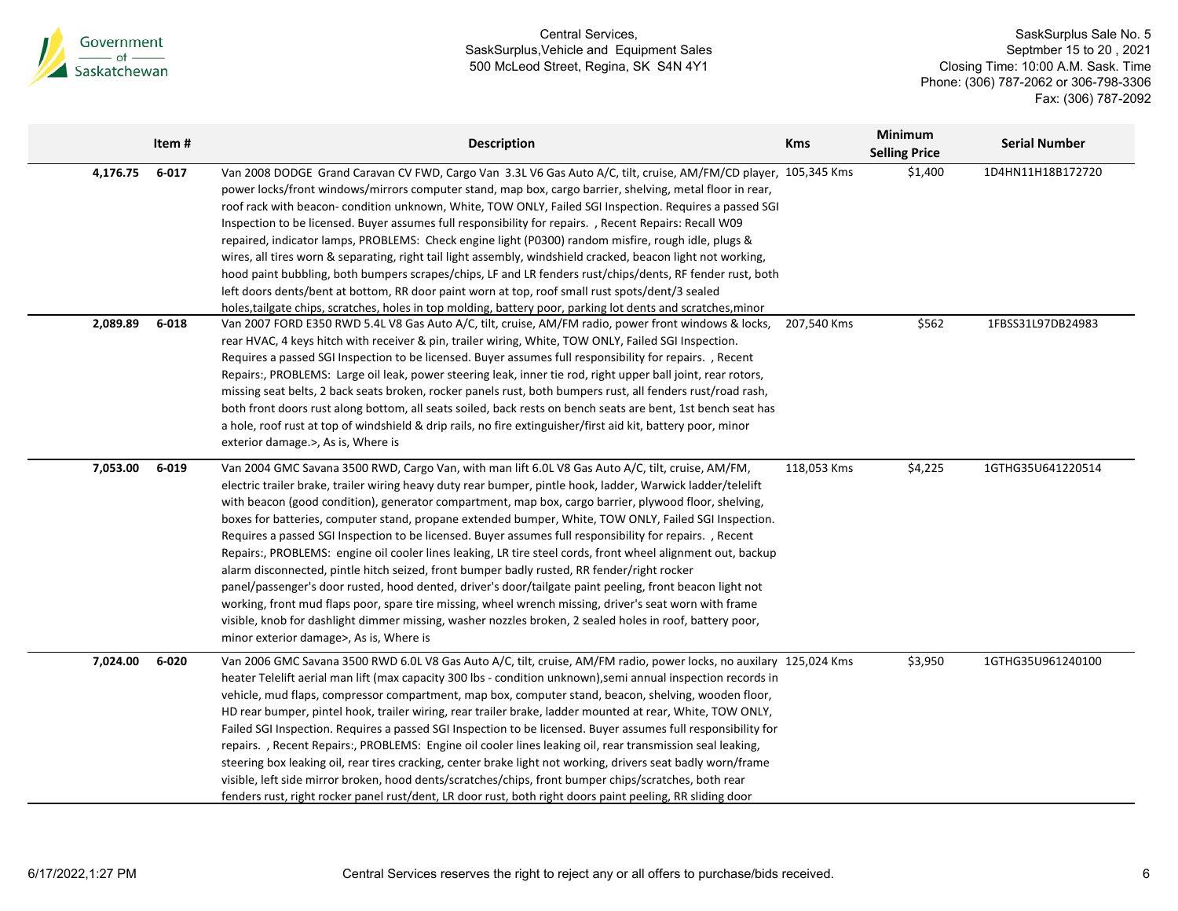Central Services,
SaskSurplus,Vehicle and Equipment Sales
500 McLeod Street, Regina, SK S4N 4Y1

SaskSurplus Sale No. 5
Septmber 15 to 20 , 2021
Closing Time: 10:00 A.M. Sask. Time
Phone: (306) 787-2062 or 306-798-3306
Fax: (306) 787-2092

| | Item # | Description | Kms | Minimum Selling Price | Serial Number |
|---|---|---|---|---|---|
| 4,176.75 | 6-017 | Van 2008 DODGE Grand Caravan CV FWD, Cargo Van 3.3L V6 Gas Auto A/C, tilt, cruise, AM/FM/CD player, power locks/front windows/mirrors computer stand, map box, cargo barrier, shelving, metal floor in rear, roof rack with beacon- condition unknown, White, TOW ONLY, Failed SGI Inspection. Requires a passed SGI Inspection to be licensed. Buyer assumes full responsibility for repairs. , Recent Repairs: Recall W09 repaired, indicator lamps, PROBLEMS: Check engine light (P0300) random misfire, rough idle, plugs & wires, all tires worn & separating, right tail light assembly, windshield cracked, beacon light not working, hood paint bubbling, both bumpers scrapes/chips, LF and LR fenders rust/chips/dents, RF fender rust, both left doors dents/bent at bottom, RR door paint worn at top, roof small rust spots/dent/3 sealed holes,tailgate chips, scratches, holes in top molding, battery poor, parking lot dents and scratches,minor | 105,345 Kms | $1,400 | 1D4HN11H18B172720 |
| 2,089.89 | 6-018 | Van 2007 FORD E350 RWD 5.4L V8 Gas Auto A/C, tilt, cruise, AM/FM radio, power front windows & locks, rear HVAC, 4 keys hitch with receiver & pin, trailer wiring, White, TOW ONLY, Failed SGI Inspection. Requires a passed SGI Inspection to be licensed. Buyer assumes full responsibility for repairs. , Recent Repairs:, PROBLEMS: Large oil leak, power steering leak, inner tie rod, right upper ball joint, rear rotors, missing seat belts, 2 back seats broken, rocker panels rust, both bumpers rust, all fenders rust/road rash, both front doors rust along bottom, all seats soiled, back rests on bench seats are bent, 1st bench seat has a hole, roof rust at top of windshield & drip rails, no fire extinguisher/first aid kit, battery poor, minor exterior damage.>, As is, Where is | 207,540 Kms | $562 | 1FBSS31L97DB24983 |
| 7,053.00 | 6-019 | Van 2004 GMC Savana 3500 RWD, Cargo Van, with man lift 6.0L V8 Gas Auto A/C, tilt, cruise, AM/FM, electric trailer brake, trailer wiring heavy duty rear bumper, pintle hook, ladder, Warwick ladder/telelift with beacon (good condition), generator compartment, map box, cargo barrier, plywood floor, shelving, boxes for batteries, computer stand, propane extended bumper, White, TOW ONLY, Failed SGI Inspection. Requires a passed SGI Inspection to be licensed. Buyer assumes full responsibility for repairs. , Recent Repairs:, PROBLEMS: engine oil cooler lines leaking, LR tire steel cords, front wheel alignment out, backup alarm disconnected, pintle hitch seized, front bumper badly rusted, RR fender/right rocker panel/passenger's door rusted, hood dented, driver's door/tailgate paint peeling, front beacon light not working, front mud flaps poor, spare tire missing, wheel wrench missing, driver's seat worn with frame visible, knob for dashlight dimmer missing, washer nozzles broken, 2 sealed holes in roof, battery poor, minor exterior damage>, As is, Where is | 118,053 Kms | $4,225 | 1GTHG35U641220514 |
| 7,024.00 | 6-020 | Van 2006 GMC Savana 3500 RWD 6.0L V8 Gas Auto A/C, tilt, cruise, AM/FM radio, power locks, no auxilary heater Telelift aerial man lift (max capacity 300 lbs - condition unknown),semi annual inspection records in vehicle, mud flaps, compressor compartment, map box, computer stand, beacon, shelving, wooden floor, HD rear bumper, pintel hook, trailer wiring, rear trailer brake, ladder mounted at rear, White, TOW ONLY, Failed SGI Inspection. Requires a passed SGI Inspection to be licensed. Buyer assumes full responsibility for repairs. , Recent Repairs:, PROBLEMS: Engine oil cooler lines leaking oil, rear transmission seal leaking, steering box leaking oil, rear tires cracking, center brake light not working, drivers seat badly worn/frame visible, left side mirror broken, hood dents/scratches/chips, front bumper chips/scratches, both rear fenders rust, right rocker panel rust/dent, LR door rust, both right doors paint peeling, RR sliding door | 125,024 Kms | $3,950 | 1GTHG35U961240100 |

6/17/2022,1:27 PM

Central Services reserves the right to reject any or all offers to purchase/bids received.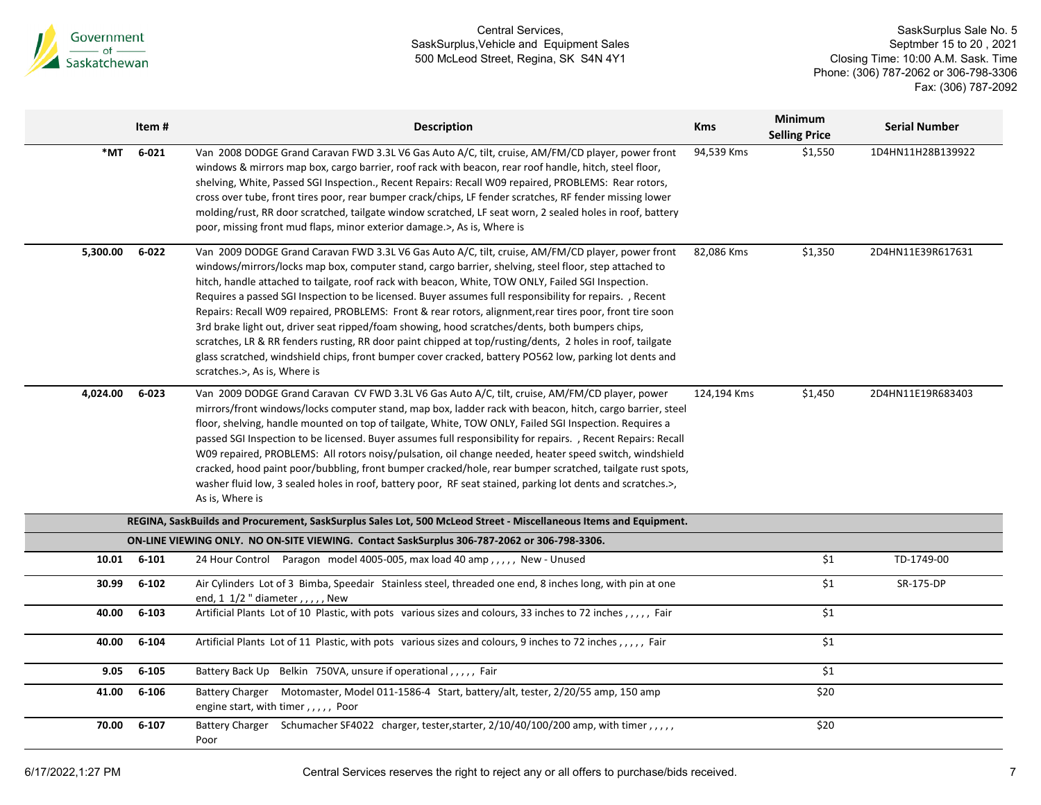Central Services,
SaskSurplus,Vehicle and Equipment Sales
500 McLeod Street, Regina, SK S4N 4Y1

SaskSurplus Sale No. 5
Septmber 15 to 20 , 2021
Closing Time: 10:00 A.M. Sask. Time
Phone: (306) 787-2062 or 306-798-3306
Fax: (306) 787-2092

| | Item # | Description | Kms | Minimum Selling Price | Serial Number |
|---|---|---|---|---|---|
| *MT | 6-021 | Van 2008 DODGE Grand Caravan FWD 3.3L V6 Gas Auto A/C, tilt, cruise, AM/FM/CD player, power front windows & mirrors map box, cargo barrier, roof rack with beacon, rear roof handle, hitch, steel floor, shelving, White, Passed SGI Inspection., Recent Repairs: Recall W09 repaired, PROBLEMS: Rear rotors, cross over tube, front tires poor, rear bumper crack/chips, LF fender scratches, RF fender missing lower molding/rust, RR door scratched, tailgate window scratched, LF seat worn, 2 sealed holes in roof, battery poor, missing front mud flaps, minor exterior damage.>, As is, Where is | 94,539 Kms | $1,550 | 1D4HN11H28B139922 |
| 5,300.00 | 6-022 | Van 2009 DODGE Grand Caravan FWD 3.3L V6 Gas Auto A/C, tilt, cruise, AM/FM/CD player, power front windows/mirrors/locks map box, computer stand, cargo barrier, shelving, steel floor, step attached to hitch, handle attached to tailgate, roof rack with beacon, White, TOW ONLY, Failed SGI Inspection. Requires a passed SGI Inspection to be licensed. Buyer assumes full responsibility for repairs. , Recent Repairs: Recall W09 repaired, PROBLEMS: Front & rear rotors, alignment,rear tires poor, front tire soon 3rd brake light out, driver seat ripped/foam showing, hood scratches/dents, both bumpers chips, scratches, LR & RR fenders rusting, RR door paint chipped at top/rusting/dents, 2 holes in roof, tailgate glass scratched, windshield chips, front bumper cover cracked, battery PO562 low, parking lot dents and scratches.>, As is, Where is | 82,086 Kms | $1,350 | 2D4HN11E39R617631 |
| 4,024.00 | 6-023 | Van 2009 DODGE Grand Caravan CV FWD 3.3L V6 Gas Auto A/C, tilt, cruise, AM/FM/CD player, power mirrors/front windows/locks computer stand, map box, ladder rack with beacon, hitch, cargo barrier, steel floor, shelving, handle mounted on top of tailgate, White, TOW ONLY, Failed SGI Inspection. Requires a passed SGI Inspection to be licensed. Buyer assumes full responsibility for repairs. , Recent Repairs: Recall W09 repaired, PROBLEMS: All rotors noisy/pulsation, oil change needed, heater speed switch, windshield cracked, hood paint poor/bubbling, front bumper cracked/hole, rear bumper scratched, tailgate rust spots, washer fluid low, 3 sealed holes in roof, battery poor, RF seat stained, parking lot dents and scratches.>, As is, Where is | 124,194 Kms | $1,450 | 2D4HN11E19R683403 |
| | | **REGINA, SaskBuilds and Procurement, SaskSurplus Sales Lot, 500 McLeod Street - Miscellaneous Items and Equipment.** | | | |
| | | **ON-LINE VIEWING ONLY. NO ON-SITE VIEWING. Contact SaskSurplus 306-787-2062 or 306-798-3306.** | | | |
| 10.01 | 6-101 | 24 Hour Control Paragon model 4005-005, max load 40 amp , , , , , New - Unused | | $1 | TD-1749-00 |
| 30.99 | 6-102 | Air Cylinders Lot of 3 Bimba, Speedair Stainless steel, threaded one end, 8 inches long, with pin at one end, 1 1/2 " diameter , , , , , New | | $1 | SR-175-DP |
| 40.00 | 6-103 | Artificial Plants Lot of 10 Plastic, with pots various sizes and colours, 33 inches to 72 inches , , , , , Fair | | $1 | |
| 40.00 | 6-104 | Artificial Plants Lot of 11 Plastic, with pots various sizes and colours, 9 inches to 72 inches , , , , , Fair | | $1 | |
| 9.05 | 6-105 | Battery Back Up Belkin 750VA, unsure if operational , , , , , Fair | | $1 | |
| 41.00 | 6-106 | Battery Charger Motomaster, Model 011-1586-4 Start, battery/alt, tester, 2/20/55 amp, 150 amp engine start, with timer , , , , , Poor | | $20 | |
| 70.00 | 6-107 | Battery Charger Schumacher SF4022 charger, tester,starter, 2/10/40/100/200 amp, with timer , , , , , Poor | | $20 | |

6/17/2022,1:27 PM

Central Services reserves the right to reject any or all offers to purchase/bids received.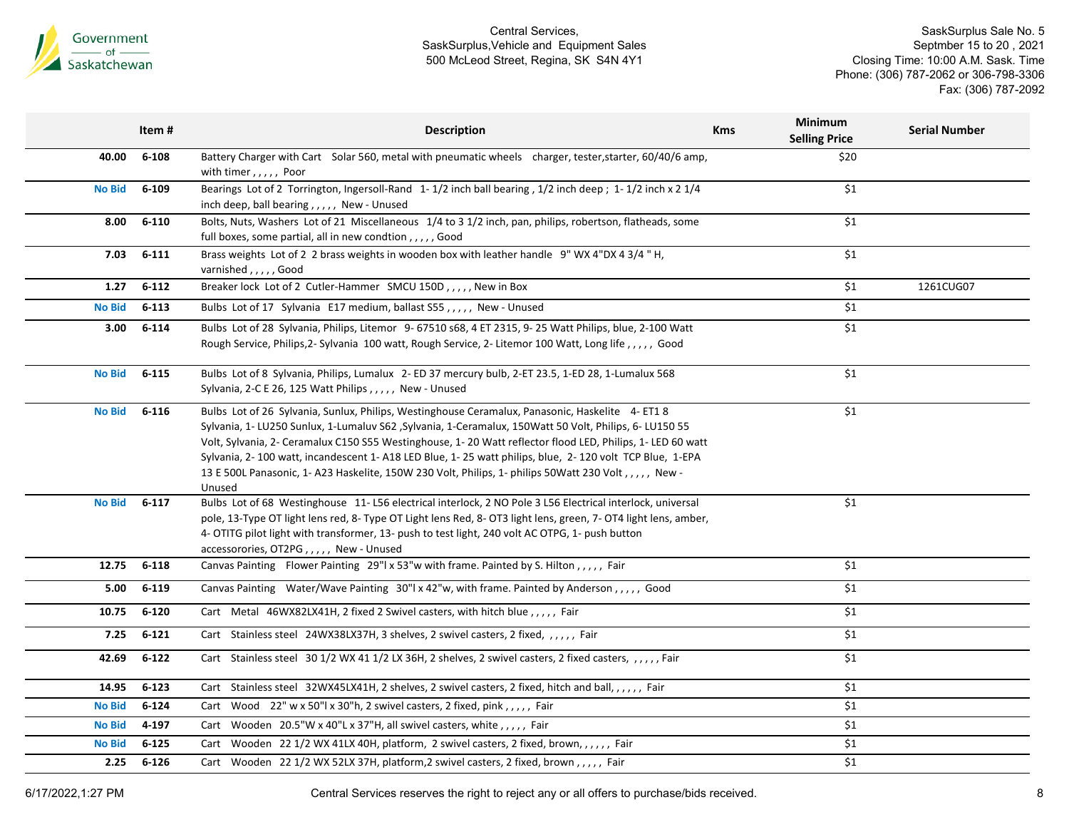Central Services,
SaskSurplus,Vehicle and Equipment Sales
500 McLeod Street, Regina, SK S4N 4Y1

SaskSurplus Sale No. 5
Septmber 15 to 20 , 2021
Closing Time: 10:00 A.M. Sask. Time
Phone: (306) 787-2062 or 306-798-3306
Fax: (306) 787-2092

| | Item # | Description | Kms | Minimum Selling Price | Serial Number |
|---|---|---|---|---|---|
| 40.00 | 6-108 | Battery Charger with Cart Solar 560, metal with pneumatic wheels charger, tester,starter, 60/40/6 amp, with timer , , , , , Poor | | $20 | |
| No Bid | 6-109 | Bearings Lot of 2 Torrington, Ingersoll-Rand 1- 1/2 inch ball bearing , 1/2 inch deep ; 1- 1/2 inch x 2 1/4 inch deep, ball bearing , , , , , New - Unused | | $1 | |
| 8.00 | 6-110 | Bolts, Nuts, Washers Lot of 21 Miscellaneous 1/4 to 3 1/2 inch, pan, philips, robertson, flatheads, some full boxes, some partial, all in new condtion , , , , , Good | | $1 | |
| 7.03 | 6-111 | Brass weights Lot of 2 2 brass weights in wooden box with leather handle 9" WX 4"DX 4 3/4 " H, varnished , , , , , Good | | $1 | |
| 1.27 | 6-112 | Breaker lock Lot of 2 Cutler-Hammer SMCU 150D , , , , , New in Box | | $1 | 1261CUG07 |
| No Bid | 6-113 | Bulbs Lot of 17 Sylvania E17 medium, ballast S55 , , , , , New - Unused | | $1 | |
| 3.00 | 6-114 | Bulbs Lot of 28 Sylvania, Philips, Litemor 9- 67510 s68, 4 ET 2315, 9- 25 Watt Philips, blue, 2-100 Watt Rough Service, Philips,2- Sylvania 100 watt, Rough Service, 2- Litemor 100 Watt, Long life , , , , , Good | | $1 | |
| No Bid | 6-115 | Bulbs Lot of 8 Sylvania, Philips, Lumalux 2- ED 37 mercury bulb, 2-ET 23.5, 1-ED 28, 1-Lumalux 568 Sylvania, 2-C E 26, 125 Watt Philips , , , , , New - Unused | | $1 | |
| No Bid | 6-116 | Bulbs Lot of 26 Sylvania, Sunlux, Philips, Westinghouse Ceramalux, Panasonic, Haskelite 4- ET1 8 Sylvania, 1- LU250 Sunlux, 1-Lumaluv S62 ,Sylvania, 1-Ceramalux, 150Watt 50 Volt, Philips, 6- LU150 55 Volt, Sylvania, 2- Ceramalux C150 S55 Westinghouse, 1- 20 Watt reflector flood LED, Philips, 1- LED 60 watt Sylvania, 2- 100 watt, incandescent 1- A18 LED Blue, 1- 25 watt philips, blue, 2- 120 volt TCP Blue, 1-EPA 13 E 500L Panasonic, 1- A23 Haskelite, 150W 230 Volt, Philips, 1- philips 50Watt 230 Volt , , , , , New - Unused | | $1 | |
| No Bid | 6-117 | Bulbs Lot of 68 Westinghouse 11- L56 electrical interlock, 2 NO Pole 3 L56 Electrical interlock, universal pole, 13-Type OT light lens red, 8- Type OT Light lens Red, 8- OT3 light lens, green, 7- OT4 light lens, amber, 4- OTITG pilot light with transformer, 13- push to test light, 240 volt AC OTPG, 1- push button accessorories, OT2PG , , , , , New - Unused | | $1 | |
| 12.75 | 6-118 | Canvas Painting Flower Painting 29"l x 53"w with frame. Painted by S. Hilton , , , , , Fair | | $1 | |
| 5.00 | 6-119 | Canvas Painting Water/Wave Painting 30"l x 42"w, with frame. Painted by Anderson , , , , , Good | | $1 | |
| 10.75 | 6-120 | Cart Metal 46WX82LX41H, 2 fixed 2 Swivel casters, with hitch blue , , , , , Fair | | $1 | |
| 7.25 | 6-121 | Cart Stainless steel 24WX38LX37H, 3 shelves, 2 swivel casters, 2 fixed, , , , , , Fair | | $1 | |
| 42.69 | 6-122 | Cart Stainless steel 30 1/2 WX 41 1/2 LX 36H, 2 shelves, 2 swivel casters, 2 fixed casters, , , , , , Fair | | $1 | |
| 14.95 | 6-123 | Cart Stainless steel 32WX45LX41H, 2 shelves, 2 swivel casters, 2 fixed, hitch and ball, , , , , , Fair | | $1 | |
| No Bid | 6-124 | Cart Wood 22" w x 50"l x 30"h, 2 swivel casters, 2 fixed, pink , , , , , Fair | | $1 | |
| No Bid | 4-197 | Cart Wooden 20.5"W x 40"L x 37"H, all swivel casters, white , , , , , Fair | | $1 | |
| No Bid | 6-125 | Cart Wooden 22 1/2 WX 41LX 40H, platform, 2 swivel casters, 2 fixed, brown, , , , , , Fair | | $1 | |
| 2.25 | 6-126 | Cart Wooden 22 1/2 WX 52LX 37H, platform,2 swivel casters, 2 fixed, brown , , , , , Fair | | $1 | |

6/17/2022,1:27 PM

Central Services reserves the right to reject any or all offers to purchase/bids received.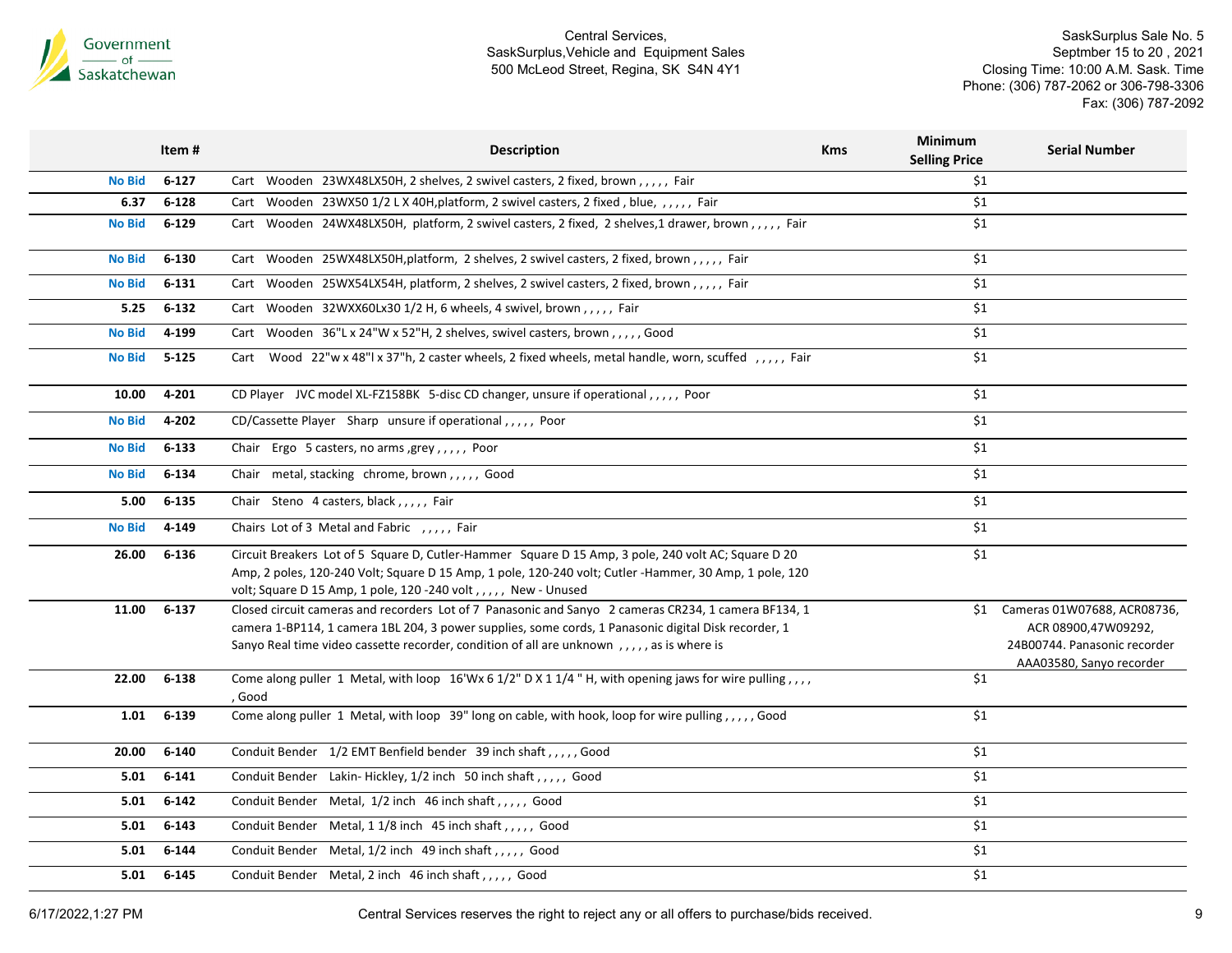Central Services,
SaskSurplus,Vehicle and Equipment Sales
500 McLeod Street, Regina, SK S4N 4Y1

SaskSurplus Sale No. 5
Septmber 15 to 20 , 2021
Closing Time: 10:00 A.M. Sask. Time
Phone: (306) 787-2062 or 306-798-3306
Fax: (306) 787-2092

| | Item # | Description | Kms | Minimum Selling Price | Serial Number |
|---|---|---|---|---|---|
| No Bid | 6-127 | Cart Wooden 23WX48LX50H, 2 shelves, 2 swivel casters, 2 fixed, brown , , , , , Fair | | $1 | |
| 6.37 | 6-128 | Cart Wooden 23WX50 1/2 L X 40H,platform, 2 swivel casters, 2 fixed , blue, , , , , , Fair | | $1 | |
| No Bid | 6-129 | Cart Wooden 24WX48LX50H, platform, 2 swivel casters, 2 fixed, 2 shelves,1 drawer, brown , , , , , Fair | | $1 | |
| No Bid | 6-130 | Cart Wooden 25WX48LX50H,platform, 2 shelves, 2 swivel casters, 2 fixed, brown , , , , , Fair | | $1 | |
| No Bid | 6-131 | Cart Wooden 25WX54LX54H, platform, 2 shelves, 2 swivel casters, 2 fixed, brown , , , , , Fair | | $1 | |
| 5.25 | 6-132 | Cart Wooden 32WXX60Lx30 1/2 H, 6 wheels, 4 swivel, brown , , , , , Fair | | $1 | |
| No Bid | 4-199 | Cart Wooden 36"L x 24"W x 52"H, 2 shelves, swivel casters, brown , , , , , Good | | $1 | |
| No Bid | 5-125 | Cart Wood 22"w x 48"l x 37"h, 2 caster wheels, 2 fixed wheels, metal handle, worn, scuffed , , , , , Fair | | $1 | |
| 10.00 | 4-201 | CD Player JVC model XL-FZ158BK 5-disc CD changer, unsure if operational , , , , , Poor | | $1 | |
| No Bid | 4-202 | CD/Cassette Player Sharp unsure if operational , , , , , Poor | | $1 | |
| No Bid | 6-133 | Chair Ergo 5 casters, no arms ,grey , , , , , Poor | | $1 | |
| No Bid | 6-134 | Chair metal, stacking chrome, brown , , , , , Good | | $1 | |
| 5.00 | 6-135 | Chair Steno 4 casters, black , , , , , Fair | | $1 | |
| No Bid | 4-149 | Chairs Lot of 3 Metal and Fabric , , , , , Fair | | $1 | |
| 26.00 | 6-136 | Circuit Breakers Lot of 5 Square D, Cutler-Hammer Square D 15 Amp, 3 pole, 240 volt AC; Square D 20 Amp, 2 poles, 120-240 Volt; Square D 15 Amp, 1 pole, 120-240 volt; Cutler -Hammer, 30 Amp, 1 pole, 120 volt; Square D 15 Amp, 1 pole, 120 -240 volt , , , , , New - Unused | | $1 | |
| 11.00 | 6-137 | Closed circuit cameras and recorders Lot of 7 Panasonic and Sanyo 2 cameras CR234, 1 camera BF134, 1 camera 1-BP114, 1 camera 1BL 204, 3 power supplies, some cords, 1 Panasonic digital Disk recorder, 1 Sanyo Real time video cassette recorder, condition of all are unknown , , , , , as is where is | | $1 | Cameras 01W07688, ACR08736, ACR 08900,47W09292, 24B00744. Panasonic recorder AAA03580, Sanyo recorder |
| 22.00 | 6-138 | Come along puller 1 Metal, with loop 16'Wx 6 1/2" D X 1 1/4 " H, with opening jaws for wire pulling , , , , , Good | | $1 | |
| 1.01 | 6-139 | Come along puller 1 Metal, with loop 39" long on cable, with hook, loop for wire pulling , , , , , Good | | $1 | |
| 20.00 | 6-140 | Conduit Bender 1/2 EMT Benfield bender 39 inch shaft , , , , , Good | | $1 | |
| 5.01 | 6-141 | Conduit Bender Lakin- Hickley, 1/2 inch 50 inch shaft , , , , , Good | | $1 | |
| 5.01 | 6-142 | Conduit Bender Metal, 1/2 inch 46 inch shaft , , , , , Good | | $1 | |
| 5.01 | 6-143 | Conduit Bender Metal, 1 1/8 inch 45 inch shaft , , , , , Good | | $1 | |
| 5.01 | 6-144 | Conduit Bender Metal, 1/2 inch 49 inch shaft , , , , , Good | | $1 | |
| 5.01 | 6-145 | Conduit Bender Metal, 2 inch 46 inch shaft , , , , , Good | | $1 | |

6/17/2022,1:27 PM

Central Services reserves the right to reject any or all offers to purchase/bids received.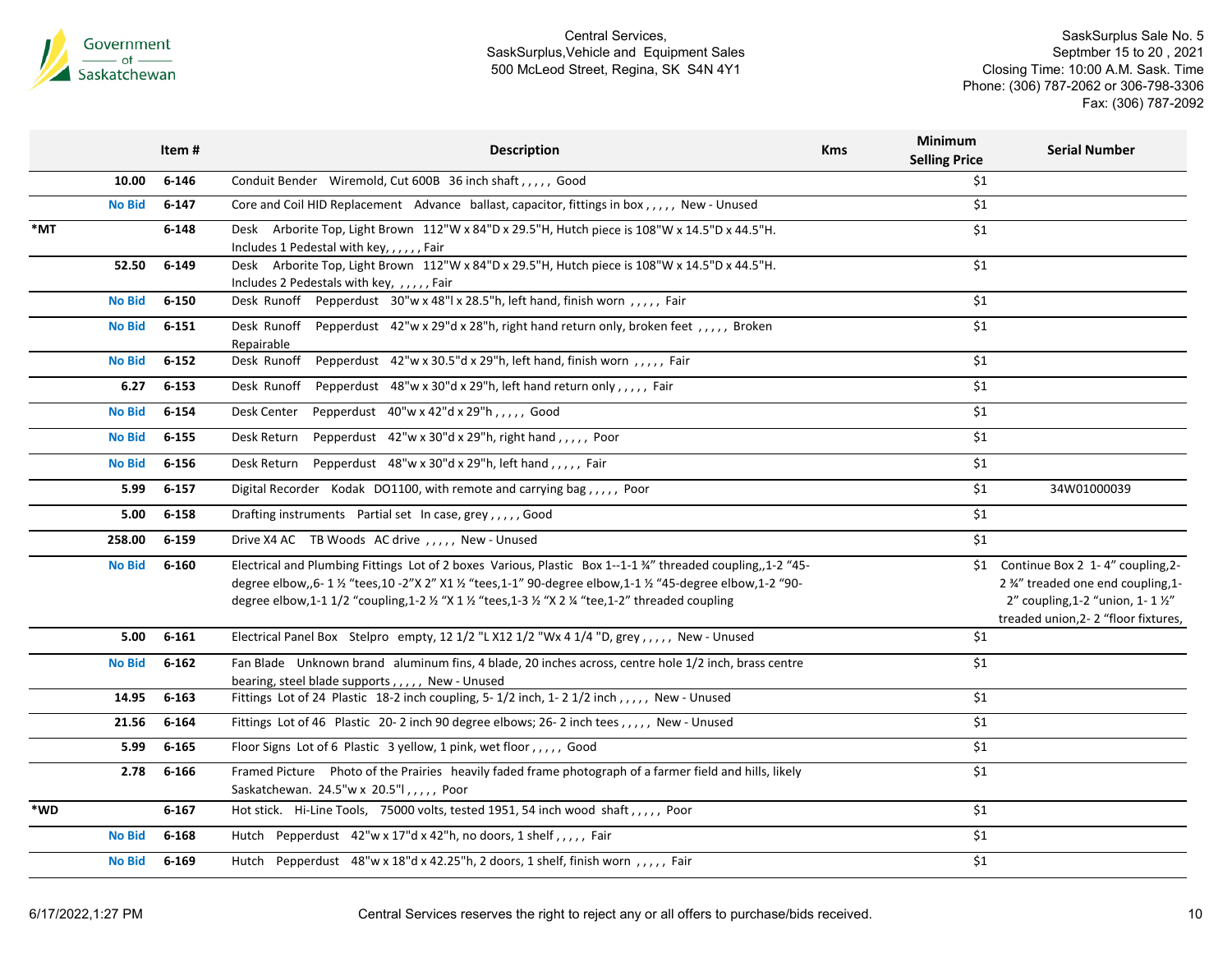Central Services,
SaskSurplus,Vehicle and Equipment Sales
500 McLeod Street, Regina, SK S4N 4Y1

SaskSurplus Sale No. 5
Septmber 15 to 20 , 2021
Closing Time: 10:00 A.M. Sask. Time
Phone: (306) 787-2062 or 306-798-3306
Fax: (306) 787-2092

| | Item # | Description | Kms | Minimum Selling Price | Serial Number |
|---|---|---|---|---|---|
| 10.00 | 6-146 | Conduit Bender Wiremold, Cut 600B 36 inch shaft , , , , , Good | | $1 | |
| No Bid | 6-147 | Core and Coil HID Replacement Advance ballast, capacitor, fittings in box , , , , , New - Unused | | $1 | |
| *MT | 6-148 | Desk Arborite Top, Light Brown 112"W x 84"D x 29.5"H, Hutch piece is 108"W x 14.5"D x 44.5"H. Includes 1 Pedestal with key, , , , , , Fair | | $1 | |
| 52.50 | 6-149 | Desk Arborite Top, Light Brown 112"W x 84"D x 29.5"H, Hutch piece is 108"W x 14.5"D x 44.5"H. Includes 2 Pedestals with key, , , , , , Fair | | $1 | |
| No Bid | 6-150 | Desk Runoff Pepperdust 30"w x 48"l x 28.5"h, left hand, finish worn , , , , , Fair | | $1 | |
| No Bid | 6-151 | Desk Runoff Pepperdust 42"w x 29"d x 28"h, right hand return only, broken feet , , , , , Broken Repairable | | $1 | |
| No Bid | 6-152 | Desk Runoff Pepperdust 42"w x 30.5"d x 29"h, left hand, finish worn , , , , , Fair | | $1 | |
| 6.27 | 6-153 | Desk Runoff Pepperdust 48"w x 30"d x 29"h, left hand return only , , , , , Fair | | $1 | |
| No Bid | 6-154 | Desk Center Pepperdust 40"w x 42"d x 29"h , , , , , Good | | $1 | |
| No Bid | 6-155 | Desk Return Pepperdust 42"w x 30"d x 29"h, right hand , , , , , Poor | | $1 | |
| No Bid | 6-156 | Desk Return Pepperdust 48"w x 30"d x 29"h, left hand , , , , , Fair | | $1 | |
| 5.99 | 6-157 | Digital Recorder Kodak DO1100, with remote and carrying bag , , , , , Poor | | $1 | 34W01000039 |
| 5.00 | 6-158 | Drafting instruments Partial set In case, grey , , , , , Good | | $1 | |
| 258.00 | 6-159 | Drive X4 AC TB Woods AC drive , , , , , New - Unused | | $1 | |
| No Bid | 6-160 | Electrical and Plumbing Fittings Lot of 2 boxes Various, Plastic Box 1--1-1 ¾" threaded coupling,,1-2 "45-degree elbow,,6- 1 ½ "tees,10 -2"X 2" X1 ½ "tees,1-1" 90-degree elbow,1-1 ½ "45-degree elbow,1-2 "90-degree elbow,1-1 1/2 "coupling,1-2 ½ "X 1 ½ "tees,1-3 ½ "X 2 ¼ "tee,1-2" threaded coupling | | $1 | Continue Box 2 1- 4" coupling,2-2 ¾" treaded one end coupling,1-2" coupling,1-2 "union, 1- 1 ½" treaded union,2- 2 "floor fixtures, |
| 5.00 | 6-161 | Electrical Panel Box Stelpro empty, 12 1/2 "L X12 1/2 "Wx 4 1/4 "D, grey , , , , , New - Unused | | $1 | |
| No Bid | 6-162 | Fan Blade Unknown brand aluminum fins, 4 blade, 20 inches across, centre hole 1/2 inch, brass centre bearing, steel blade supports , , , , , New - Unused | | $1 | |
| 14.95 | 6-163 | Fittings Lot of 24 Plastic 18-2 inch coupling, 5- 1/2 inch, 1- 2 1/2 inch , , , , , New - Unused | | $1 | |
| 21.56 | 6-164 | Fittings Lot of 46 Plastic 20- 2 inch 90 degree elbows; 26- 2 inch tees , , , , , New - Unused | | $1 | |
| 5.99 | 6-165 | Floor Signs Lot of 6 Plastic 3 yellow, 1 pink, wet floor , , , , , Good | | $1 | |
| 2.78 | 6-166 | Framed Picture Photo of the Prairies heavily faded frame photograph of a farmer field and hills, likely Saskatchewan. 24.5"w x 20.5"l , , , , , Poor | | $1 | |
| *WD | 6-167 | Hot stick. Hi-Line Tools, 75000 volts, tested 1951, 54 inch wood shaft , , , , , Poor | | $1 | |
| No Bid | 6-168 | Hutch Pepperdust 42"w x 17"d x 42"h, no doors, 1 shelf , , , , , Fair | | $1 | |
| No Bid | 6-169 | Hutch Pepperdust 48"w x 18"d x 42.25"h, 2 doors, 1 shelf, finish worn , , , , , Fair | | $1 | |

6/17/2022,1:27 PM — Central Services reserves the right to reject any or all offers to purchase/bids received.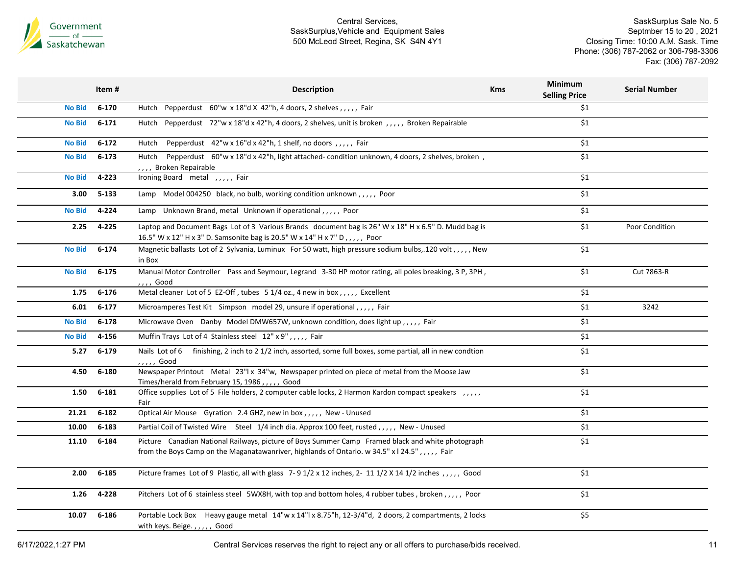| | Item # | Description | Kms | Minimum Selling Price | Serial Number |
|---|---|---|---|---|---|
| No Bid | 6-170 | Hutch Pepperdust 60"w x 18"d X 42"h, 4 doors, 2 shelves , , , , , Fair | | $1 | |
| No Bid | 6-171 | Hutch Pepperdust 72"w x 18"d x 42"h, 4 doors, 2 shelves, unit is broken , , , , , Broken Repairable | | $1 | |
| No Bid | 6-172 | Hutch Pepperdust 42"w x 16"d x 42"h, 1 shelf, no doors , , , , , Fair | | $1 | |
| No Bid | 6-173 | Hutch Pepperdust 60"w x 18"d x 42"h, light attached- condition unknown, 4 doors, 2 shelves, broken , , , , , Broken Repairable | | $1 | |
| No Bid | 4-223 | Ironing Board metal , , , , , Fair | | $1 | |
| 3.00 | 5-133 | Lamp Model 004250 black, no bulb, working condition unknown , , , , , Poor | | $1 | |
| No Bid | 4-224 | Lamp Unknown Brand, metal Unknown if operational , , , , , Poor | | $1 | |
| 2.25 | 4-225 | Laptop and Document Bags Lot of 3 Various Brands document bag is 26" W x 18" H x 6.5" D. Mudd bag is 16.5" W x 12" H x 3" D. Samsonite bag is 20.5" W x 14" H x 7" D , , , , , Poor | | $1 | Poor Condition |
| No Bid | 6-174 | Magnetic ballasts Lot of 2 Sylvania, Luminux For 50 watt, high pressure sodium bulbs,.120 volt , , , , , New in Box | | $1 | |
| No Bid | 6-175 | Manual Motor Controller Pass and Seymour, Legrand 3-30 HP motor rating, all poles breaking, 3 P, 3PH , , , , , Good | | $1 | Cut 7863-R |
| 1.75 | 6-176 | Metal cleaner Lot of 5 EZ-Off , tubes 5 1/4 oz., 4 new in box , , , , , Excellent | | $1 | |
| 6.01 | 6-177 | Microamperes Test Kit Simpson model 29, unsure if operational , , , , , Fair | | $1 | 3242 |
| No Bid | 6-178 | Microwave Oven Danby Model DMW657W, unknown condition, does light up , , , , , Fair | | $1 | |
| No Bid | 4-156 | Muffin Trays Lot of 4 Stainless steel 12" x 9" , , , , , Fair | | $1 | |
| 5.27 | 6-179 | Nails Lot of 6 finishing, 2 inch to 2 1/2 inch, assorted, some full boxes, some partial, all in new condtion , , , , , Good | | $1 | |
| 4.50 | 6-180 | Newspaper Printout Metal 23"l x 34"w, Newspaper printed on piece of metal from the Moose Jaw Times/herald from February 15, 1986 , , , , , Good | | $1 | |
| 1.50 | 6-181 | Office supplies Lot of 5 File holders, 2 computer cable locks, 2 Harmon Kardon compact speakers , , , , , Fair | | $1 | |
| 21.21 | 6-182 | Optical Air Mouse Gyration 2.4 GHZ, new in box , , , , , New - Unused | | $1 | |
| 10.00 | 6-183 | Partial Coil of Twisted Wire Steel 1/4 inch dia. Approx 100 feet, rusted , , , , , New - Unused | | $1 | |
| 11.10 | 6-184 | Picture Canadian National Railways, picture of Boys Summer Camp Framed black and white photograph from the Boys Camp on the Maganatawanriver, highlands of Ontario. w 34.5" x l 24.5" , , , , , Fair | | $1 | |
| 2.00 | 6-185 | Picture frames Lot of 9 Plastic, all with glass 7- 9 1/2 x 12 inches, 2- 11 1/2 X 14 1/2 inches , , , , , Good | | $1 | |
| 1.26 | 4-228 | Pitchers Lot of 6 stainless steel 5WX8H, with top and bottom holes, 4 rubber tubes , broken , , , , , Poor | | $1 | |
| 10.07 | 6-186 | Portable Lock Box Heavy gauge metal 14"w x 14"l x 8.75"h, 12-3/4"d, 2 doors, 2 compartments, 2 locks with keys. Beige. , , , , , Good | | $5 | |

Central Services reserves the right to reject any or all offers to purchase/bids received.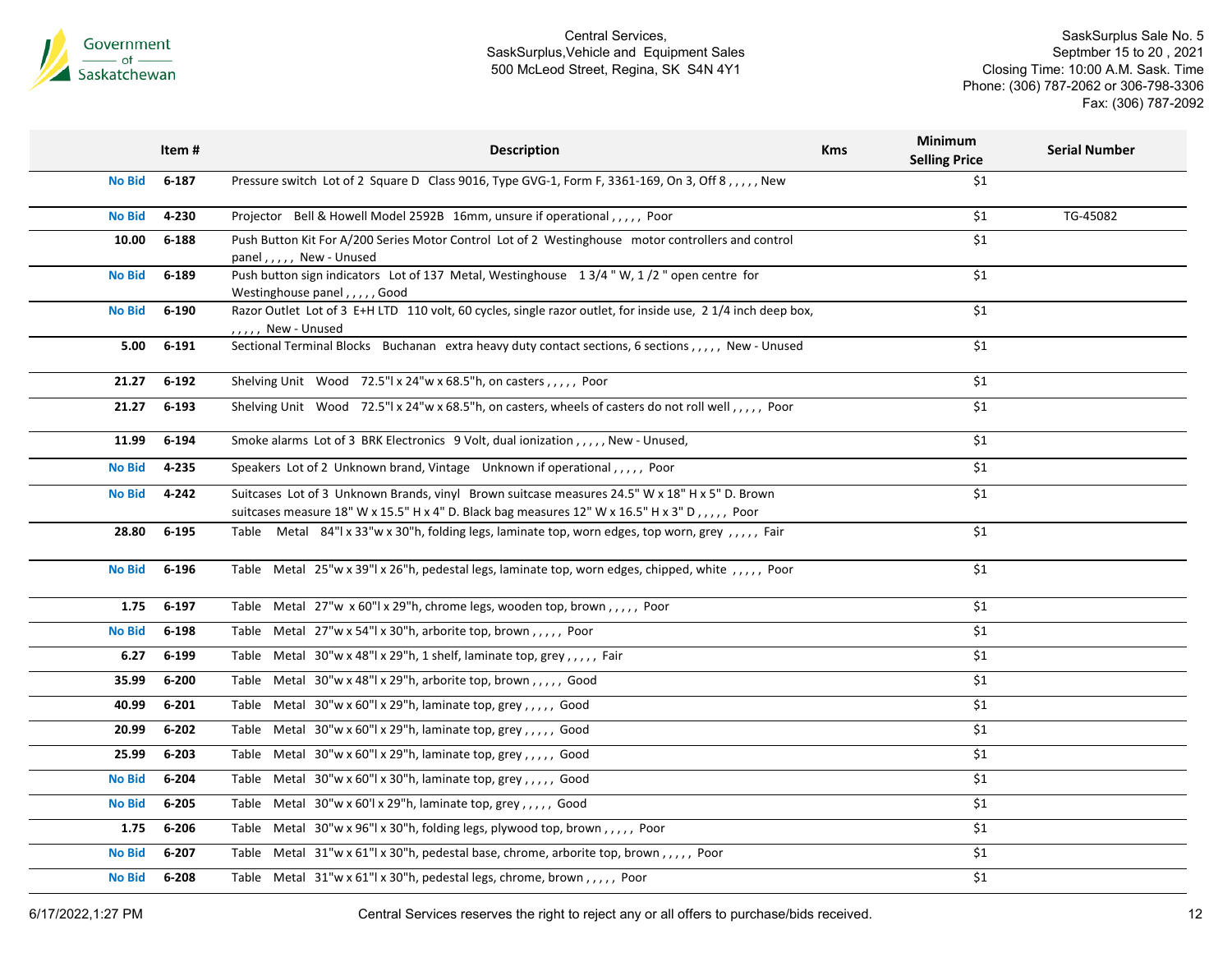Central Services,
SaskSurplus,Vehicle and Equipment Sales
500 McLeod Street, Regina, SK S4N 4Y1

SaskSurplus Sale No. 5
Septmber 15 to 20 , 2021
Closing Time: 10:00 A.M. Sask. Time
Phone: (306) 787-2062 or 306-798-3306
Fax: (306) 787-2092

| | Item # | Description | Kms | Minimum Selling Price | Serial Number |
|---|---|---|---|---|---|
| No Bid | 6-187 | Pressure switch Lot of 2 Square D Class 9016, Type GVG-1, Form F, 3361-169, On 3, Off 8 , , , , , New | | $1 | |
| No Bid | 4-230 | Projector Bell & Howell Model 2592B 16mm, unsure if operational , , , , , Poor | | $1 | TG-45082 |
| 10.00 | 6-188 | Push Button Kit For A/200 Series Motor Control Lot of 2 Westinghouse motor controllers and control panel , , , , , New - Unused | | $1 | |
| No Bid | 6-189 | Push button sign indicators Lot of 137 Metal, Westinghouse 1 3/4 " W, 1 /2 " open centre for Westinghouse panel , , , , , Good | | $1 | |
| No Bid | 6-190 | Razor Outlet Lot of 3 E+H LTD 110 volt, 60 cycles, single razor outlet, for inside use, 2 1/4 inch deep box, , , , , , New - Unused | | $1 | |
| 5.00 | 6-191 | Sectional Terminal Blocks Buchanan extra heavy duty contact sections, 6 sections , , , , , New - Unused | | $1 | |
| 21.27 | 6-192 | Shelving Unit Wood 72.5"l x 24"w x 68.5"h, on casters , , , , , Poor | | $1 | |
| 21.27 | 6-193 | Shelving Unit Wood 72.5"l x 24"w x 68.5"h, on casters, wheels of casters do not roll well , , , , , Poor | | $1 | |
| 11.99 | 6-194 | Smoke alarms Lot of 3 BRK Electronics 9 Volt, dual ionization , , , , , New - Unused, | | $1 | |
| No Bid | 4-235 | Speakers Lot of 2 Unknown brand, Vintage Unknown if operational , , , , , Poor | | $1 | |
| No Bid | 4-242 | Suitcases Lot of 3 Unknown Brands, vinyl Brown suitcase measures 24.5" W x 18" H x 5" D. Brown suitcases measure 18" W x 15.5" H x 4" D. Black bag measures 12" W x 16.5" H x 3" D , , , , , Poor | | $1 | |
| 28.80 | 6-195 | Table Metal 84"l x 33"w x 30"h, folding legs, laminate top, worn edges, top worn, grey , , , , , Fair | | $1 | |
| No Bid | 6-196 | Table Metal 25"w x 39"l x 26"h, pedestal legs, laminate top, worn edges, chipped, white , , , , , Poor | | $1 | |
| 1.75 | 6-197 | Table Metal 27"w x 60"l x 29"h, chrome legs, wooden top, brown , , , , , Poor | | $1 | |
| No Bid | 6-198 | Table Metal 27"w x 54"l x 30"h, arborite top, brown , , , , , Poor | | $1 | |
| 6.27 | 6-199 | Table Metal 30"w x 48"l x 29"h, 1 shelf, laminate top, grey , , , , , Fair | | $1 | |
| 35.99 | 6-200 | Table Metal 30"w x 48"l x 29"h, arborite top, brown , , , , , Good | | $1 | |
| 40.99 | 6-201 | Table Metal 30"w x 60"l x 29"h, laminate top, grey , , , , , Good | | $1 | |
| 20.99 | 6-202 | Table Metal 30"w x 60"l x 29"h, laminate top, grey , , , , , Good | | $1 | |
| 25.99 | 6-203 | Table Metal 30"w x 60"l x 29"h, laminate top, grey , , , , , Good | | $1 | |
| No Bid | 6-204 | Table Metal 30"w x 60"l x 30"h, laminate top, grey , , , , , Good | | $1 | |
| No Bid | 6-205 | Table Metal 30"w x 60'l x 29"h, laminate top, grey , , , , , Good | | $1 | |
| 1.75 | 6-206 | Table Metal 30"w x 96"l x 30"h, folding legs, plywood top, brown , , , , , Poor | | $1 | |
| No Bid | 6-207 | Table Metal 31"w x 61"l x 30"h, pedestal base, chrome, arborite top, brown , , , , , Poor | | $1 | |
| No Bid | 6-208 | Table Metal 31"w x 61"l x 30"h, pedestal legs, chrome, brown , , , , , Poor | | $1 | |

Central Services reserves the right to reject any or all offers to purchase/bids received.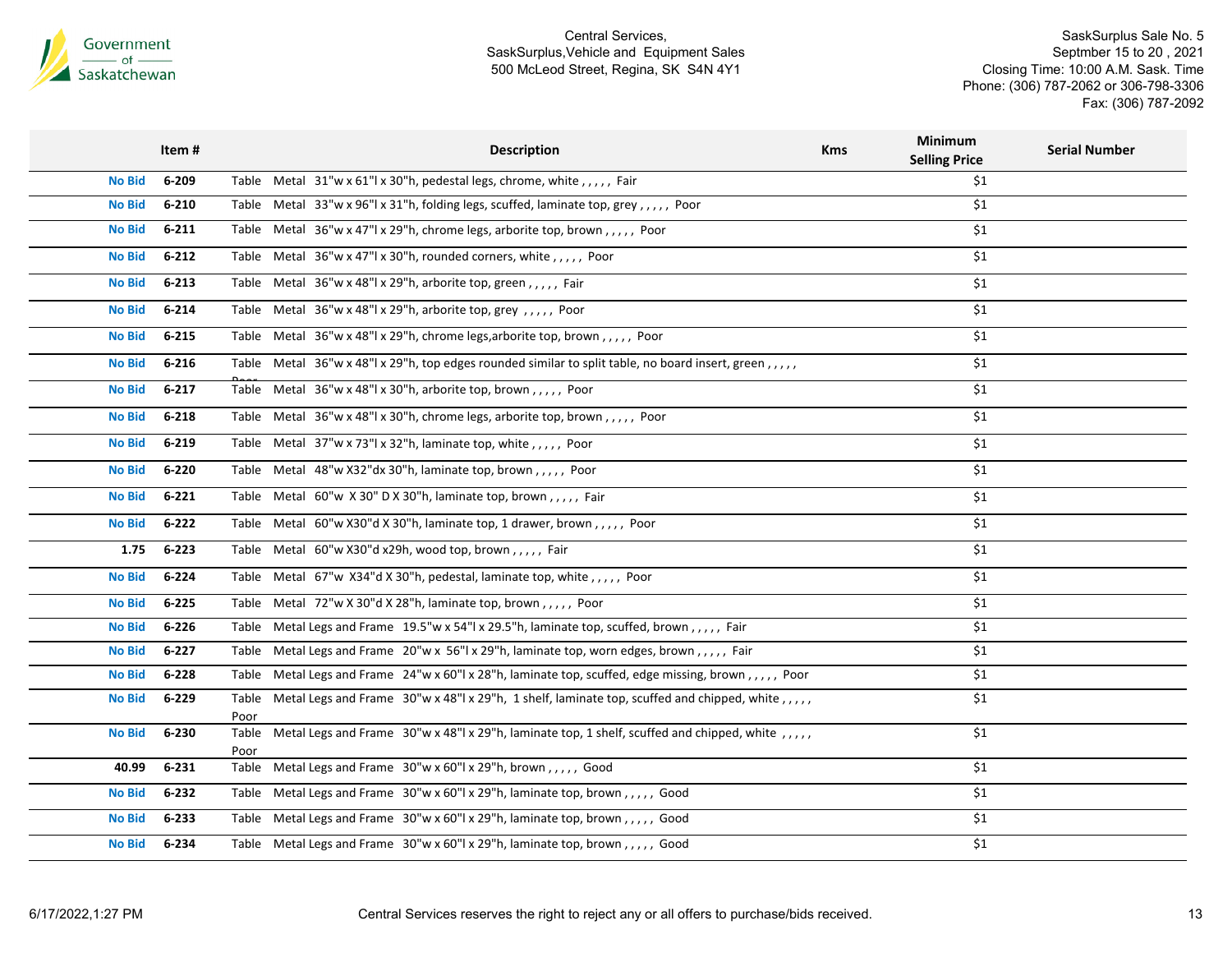Central Services,
SaskSurplus,Vehicle and Equipment Sales
500 McLeod Street, Regina, SK S4N 4Y1

SaskSurplus Sale No. 5
Septmber 15 to 20 , 2021
Closing Time: 10:00 A.M. Sask. Time
Phone: (306) 787-2062 or 306-798-3306
Fax: (306) 787-2092

| | Item # | Description | Kms | Minimum Selling Price | Serial Number |
|---|---|---|---|---|---|
| No Bid | 6-209 | Table Metal 31"w x 61"l x 30"h, pedestal legs, chrome, white , , , , , Fair | | $1 | |
| No Bid | 6-210 | Table Metal 33"w x 96"l x 31"h, folding legs, scuffed, laminate top, grey , , , , , Poor | | $1 | |
| No Bid | 6-211 | Table Metal 36"w x 47"l x 29"h, chrome legs, arborite top, brown , , , , , Poor | | $1 | |
| No Bid | 6-212 | Table Metal 36"w x 47"l x 30"h, rounded corners, white , , , , , Poor | | $1 | |
| No Bid | 6-213 | Table Metal 36"w x 48"l x 29"h, arborite top, green , , , , , Fair | | $1 | |
| No Bid | 6-214 | Table Metal 36"w x 48"l x 29"h, arborite top, grey , , , , , Poor | | $1 | |
| No Bid | 6-215 | Table Metal 36"w x 48"l x 29"h, chrome legs,arborite top, brown , , , , , Poor | | $1 | |
| No Bid | 6-216 | Table Metal 36"w x 48"l x 29"h, top edges rounded similar to split table, no board insert, green , , , , , Poor | | $1 | |
| No Bid | 6-217 | Table Metal 36"w x 48"l x 30"h, arborite top, brown , , , , , Poor | | $1 | |
| No Bid | 6-218 | Table Metal 36"w x 48"l x 30"h, chrome legs, arborite top, brown , , , , , Poor | | $1 | |
| No Bid | 6-219 | Table Metal 37"w x 73"l x 32"h, laminate top, white , , , , , Poor | | $1 | |
| No Bid | 6-220 | Table Metal 48"w X32"dx 30"h, laminate top, brown , , , , , Poor | | $1 | |
| No Bid | 6-221 | Table Metal 60"w X 30" D X 30"h, laminate top, brown , , , , , Fair | | $1 | |
| No Bid | 6-222 | Table Metal 60"w X30"d X 30"h, laminate top, 1 drawer, brown , , , , , Poor | | $1 | |
| 1.75 | 6-223 | Table Metal 60"w X30"d x29h, wood top, brown , , , , , Fair | | $1 | |
| No Bid | 6-224 | Table Metal 67"w X34"d X 30"h, pedestal, laminate top, white , , , , , Poor | | $1 | |
| No Bid | 6-225 | Table Metal 72"w X 30"d X 28"h, laminate top, brown , , , , , Poor | | $1 | |
| No Bid | 6-226 | Table Metal Legs and Frame 19.5"w x 54"l x 29.5"h, laminate top, scuffed, brown , , , , , Fair | | $1 | |
| No Bid | 6-227 | Table Metal Legs and Frame 20"w x 56"l x 29"h, laminate top, worn edges, brown , , , , , Fair | | $1 | |
| No Bid | 6-228 | Table Metal Legs and Frame 24"w x 60"l x 28"h, laminate top, scuffed, edge missing, brown , , , , , Poor | | $1 | |
| No Bid | 6-229 | Table Metal Legs and Frame 30"w x 48"l x 29"h, 1 shelf, laminate top, scuffed and chipped, white , , , , , Poor | | $1 | |
| No Bid | 6-230 | Table Metal Legs and Frame 30"w x 48"l x 29"h, laminate top, 1 shelf, scuffed and chipped, white , , , , , Poor | | $1 | |
| 40.99 | 6-231 | Table Metal Legs and Frame 30"w x 60"l x 29"h, brown , , , , , Good | | $1 | |
| No Bid | 6-232 | Table Metal Legs and Frame 30"w x 60"l x 29"h, laminate top, brown , , , , , Good | | $1 | |
| No Bid | 6-233 | Table Metal Legs and Frame 30"w x 60"l x 29"h, laminate top, brown , , , , , Good | | $1 | |
| No Bid | 6-234 | Table Metal Legs and Frame 30"w x 60"l x 29"h, laminate top, brown , , , , , Good | | $1 | |

6/17/2022,1:27 PM

Central Services reserves the right to reject any or all offers to purchase/bids received.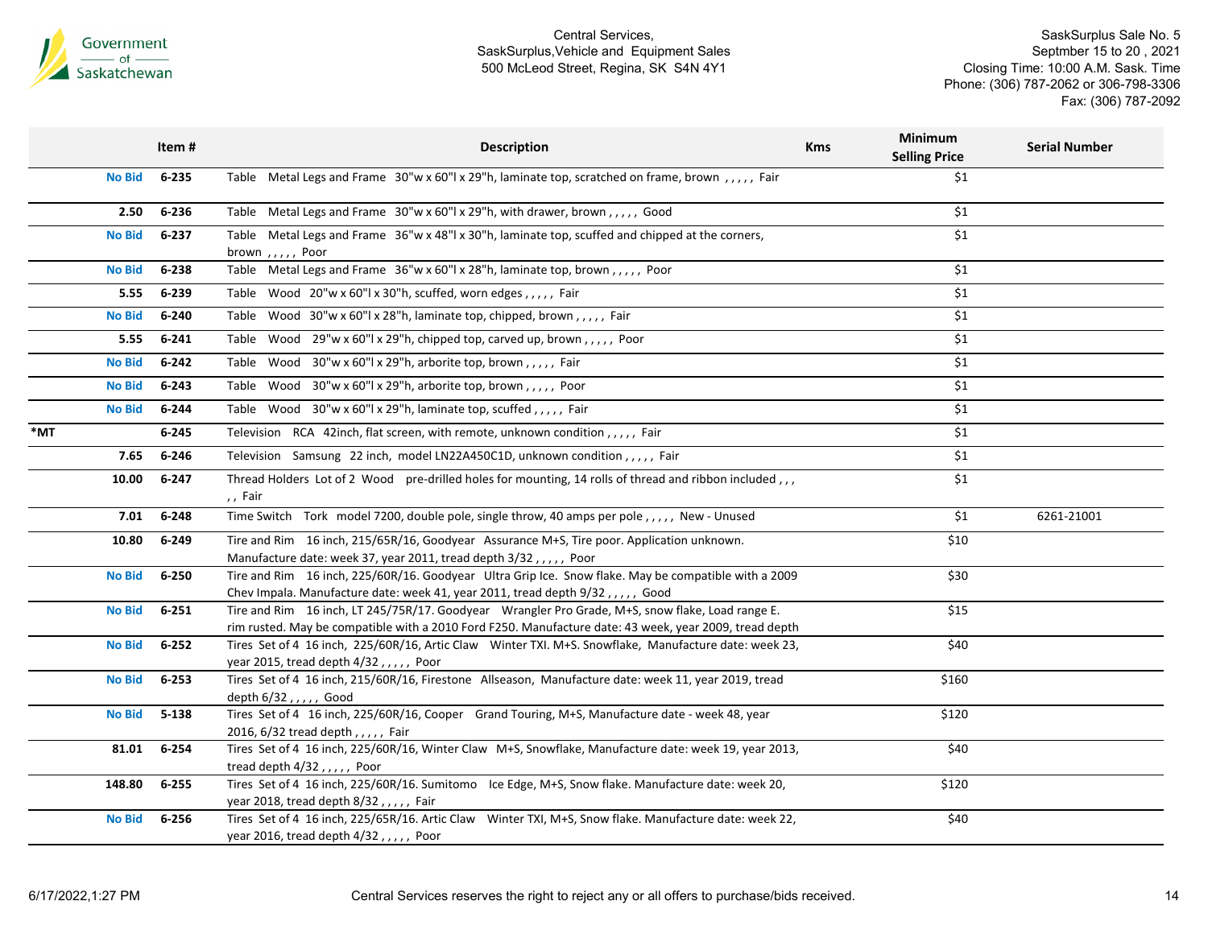Government of Saskatchewan

Central Services,
SaskSurplus,Vehicle and Equipment Sales
500 McLeod Street, Regina, SK S4N 4Y1

SaskSurplus Sale No. 5
Septmber 15 to 20 , 2021
Closing Time: 10:00 A.M. Sask. Time
Phone: (306) 787-2062 or 306-798-3306
Fax: (306) 787-2092

| | | Item # | Description | Kms | Minimum Selling Price | Serial Number |
|---|---|---|---|---|---|---|
| | No Bid | 6-235 | Table Metal Legs and Frame 30"w x 60"l x 29"h, laminate top, scratched on frame, brown , , , , , Fair | | $1 | |
| | 2.50 | 6-236 | Table Metal Legs and Frame 30"w x 60"l x 29"h, with drawer, brown , , , , , Good | | $1 | |
| | No Bid | 6-237 | Table Metal Legs and Frame 36"w x 48"l x 30"h, laminate top, scuffed and chipped at the corners, brown , , , , , Poor | | $1 | |
| | No Bid | 6-238 | Table Metal Legs and Frame 36"w x 60"l x 28"h, laminate top, brown , , , , , Poor | | $1 | |
| | 5.55 | 6-239 | Table Wood 20"w x 60"l x 30"h, scuffed, worn edges , , , , , Fair | | $1 | |
| | No Bid | 6-240 | Table Wood 30"w x 60"l x 28"h, laminate top, chipped, brown , , , , , Fair | | $1 | |
| | 5.55 | 6-241 | Table Wood 29"w x 60"l x 29"h, chipped top, carved up, brown , , , , , Poor | | $1 | |
| | No Bid | 6-242 | Table Wood 30"w x 60"l x 29"h, arborite top, brown , , , , , Fair | | $1 | |
| | No Bid | 6-243 | Table Wood 30"w x 60"l x 29"h, arborite top, brown , , , , , Poor | | $1 | |
| | No Bid | 6-244 | Table Wood 30"w x 60"l x 29"h, laminate top, scuffed , , , , , Fair | | $1 | |
| *MT | | 6-245 | Television RCA 42inch, flat screen, with remote, unknown condition , , , , , Fair | | $1 | |
| | 7.65 | 6-246 | Television Samsung 22 inch, model LN22A450C1D, unknown condition , , , , , Fair | | $1 | |
| | 10.00 | 6-247 | Thread Holders Lot of 2 Wood pre-drilled holes for mounting, 14 rolls of thread and ribbon included , , , , , Fair | | $1 | |
| | 7.01 | 6-248 | Time Switch Tork model 7200, double pole, single throw, 40 amps per pole , , , , , New - Unused | | $1 | 6261-21001 |
| | 10.80 | 6-249 | Tire and Rim 16 inch, 215/65R/16, Goodyear Assurance M+S, Tire poor. Application unknown. Manufacture date: week 37, year 2011, tread depth 3/32 , , , , , Poor | | $10 | |
| | No Bid | 6-250 | Tire and Rim 16 inch, 225/60R/16. Goodyear Ultra Grip Ice. Snow flake. May be compatible with a 2009 Chev Impala. Manufacture date: week 41, year 2011, tread depth 9/32 , , , , , Good | | $30 | |
| | No Bid | 6-251 | Tire and Rim 16 inch, LT 245/75R/17. Goodyear Wrangler Pro Grade, M+S, snow flake, Load range E. rim rusted. May be compatible with a 2010 Ford F250. Manufacture date: 43 week, year 2009, tread depth | | $15 | |
| | No Bid | 6-252 | Tires Set of 4 16 inch, 225/60R/16, Artic Claw Winter TXI. M+S. Snowflake, Manufacture date: week 23, year 2015, tread depth 4/32 , , , , , Poor | | $40 | |
| | No Bid | 6-253 | Tires Set of 4 16 inch, 215/60R/16, Firestone Allseason, Manufacture date: week 11, year 2019, tread depth 6/32 , , , , , Good | | $160 | |
| | No Bid | 5-138 | Tires Set of 4 16 inch, 225/60R/16, Cooper Grand Touring, M+S, Manufacture date - week 48, year 2016, 6/32 tread depth , , , , , Fair | | $120 | |
| | 81.01 | 6-254 | Tires Set of 4 16 inch, 225/60R/16, Winter Claw M+S, Snowflake, Manufacture date: week 19, year 2013, tread depth 4/32 , , , , , Poor | | $40 | |
| | 148.80 | 6-255 | Tires Set of 4 16 inch, 225/60R/16. Sumitomo Ice Edge, M+S, Snow flake. Manufacture date: week 20, year 2018, tread depth 8/32 , , , , , Fair | | $120 | |
| | No Bid | 6-256 | Tires Set of 4 16 inch, 225/65R/16. Artic Claw Winter TXI, M+S, Snow flake. Manufacture date: week 22, year 2016, tread depth 4/32 , , , , , Poor | | $40 | |

6/17/2022,1:27 PM

Central Services reserves the right to reject any or all offers to purchase/bids received.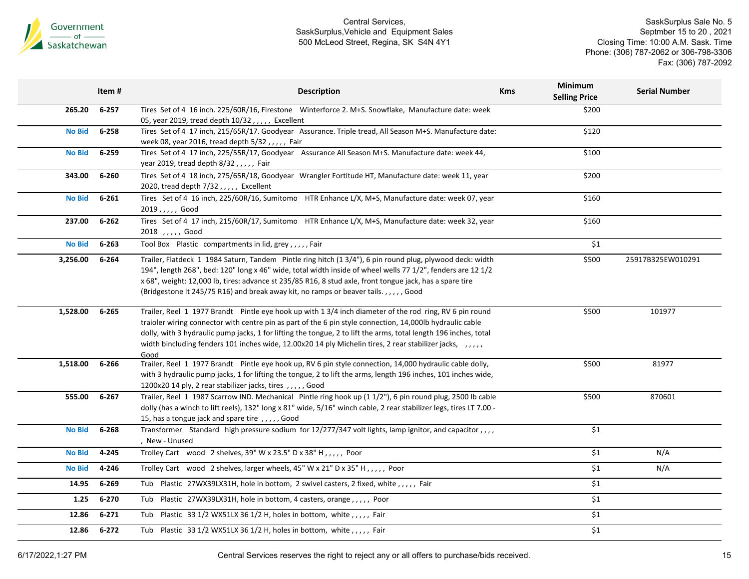| | Item # | Description | Kms | Minimum Selling Price | Serial Number |
|---|---|---|---|---|---|
| 265.20 | 6-257 | Tires Set of 4 16 inch. 225/60R/16, Firestone Winterforce 2. M+S. Snowflake, Manufacture date: week 05, year 2019, tread depth 10/32 , , , , , Excellent | | $200 | |
| No Bid | 6-258 | Tires Set of 4 17 inch, 215/65R/17. Goodyear Assurance. Triple tread, All Season M+S. Manufacture date: week 08, year 2016, tread depth 5/32 , , , , , Fair | | $120 | |
| No Bid | 6-259 | Tires Set of 4 17 inch, 225/55R/17, Goodyear Assurance All Season M+S. Manufacture date: week 44, year 2019, tread depth 8/32 , , , , , Fair | | $100 | |
| 343.00 | 6-260 | Tires Set of 4 18 inch, 275/65R/18, Goodyear Wrangler Fortitude HT, Manufacture date: week 11, year 2020, tread depth 7/32 , , , , , Excellent | | $200 | |
| No Bid | 6-261 | Tires Set of 4 16 inch, 225/60R/16, Sumitomo HTR Enhance L/X, M+S, Manufacture date: week 07, year 2019 , , , , , Good | | $160 | |
| 237.00 | 6-262 | Tires Set of 4 17 inch, 215/60R/17, Sumitomo HTR Enhance L/X, M+S, Manufacture date: week 32, year 2018 , , , , , Good | | $160 | |
| No Bid | 6-263 | Tool Box Plastic compartments in lid, grey , , , , , Fair | | $1 | |
| 3,256.00 | 6-264 | Trailer, Flatdeck 1 1984 Saturn, Tandem Pintle ring hitch (1 3/4"), 6 pin round plug, plywood deck: width 194", length 268", bed: 120" long x 46" wide, total width inside of wheel wells 77 1/2", fenders are 12 1/2 x 68", weight: 12,000 lb, tires: advance st 235/85 R16, 8 stud axle, front tongue jack, has a spare tire (Bridgestone lt 245/75 R16) and break away kit, no ramps or beaver tails. , , , , , Good | | $500 | 25917B325EW010291 |
| 1,528.00 | 6-265 | Trailer, Reel 1 1977 Brandt Pintle eye hook up with 1 3/4 inch diameter of the rod ring, RV 6 pin round traioler wiring connector with centre pin as part of the 6 pin style connection, 14,000lb hydraulic cable dolly, with 3 hydraulic pump jacks, 1 for lifting the tongue, 2 to lift the arms, total length 196 inches, total width bincluding fenders 101 inches wide, 12.00x20 14 ply Michelin tires, 2 rear stabilizer jacks, , , , , , Good | | $500 | 101977 |
| 1,518.00 | 6-266 | Trailer, Reel 1 1977 Brandt Pintle eye hook up, RV 6 pin style connection, 14,000 hydraulic cable dolly, with 3 hydraulic pump jacks, 1 for lifting the tongue, 2 to lift the arms, length 196 inches, 101 inches wide, 1200x20 14 ply, 2 rear stabilizer jacks, tires , , , , , Good | | $500 | 81977 |
| 555.00 | 6-267 | Trailer, Reel 1 1987 Scarrow IND. Mechanical Pintle ring hook up (1 1/2"), 6 pin round plug, 2500 lb cable dolly (has a winch to lift reels), 132" long x 81" wide, 5/16" winch cable, 2 rear stabilizer legs, tires LT 7.00 - 15, has a tongue jack and spare tire , , , , , Good | | $500 | 870601 |
| No Bid | 6-268 | Transformer Standard high pressure sodium for 12/277/347 volt lights, lamp ignitor, and capacitor , , , , , New - Unused | | $1 | |
| No Bid | 4-245 | Trolley Cart wood 2 shelves, 39" W x 23.5" D x 38" H , , , , , Poor | | $1 | N/A |
| No Bid | 4-246 | Trolley Cart wood 2 shelves, larger wheels, 45" W x 21" D x 35" H , , , , , Poor | | $1 | N/A |
| 14.95 | 6-269 | Tub Plastic 27WX39LX31H, hole in bottom, 2 swivel casters, 2 fixed, white , , , , , Fair | | $1 | |
| 1.25 | 6-270 | Tub Plastic 27WX39LX31H, hole in bottom, 4 casters, orange , , , , , Poor | | $1 | |
| 12.86 | 6-271 | Tub Plastic 33 1/2 WX51LX 36 1/2 H, holes in bottom, white , , , , , Fair | | $1 | |
| 12.86 | 6-272 | Tub Plastic 33 1/2 WX51LX 36 1/2 H, holes in bottom, white , , , , , Fair | | $1 | |

Central Services reserves the right to reject any or all offers to purchase/bids received.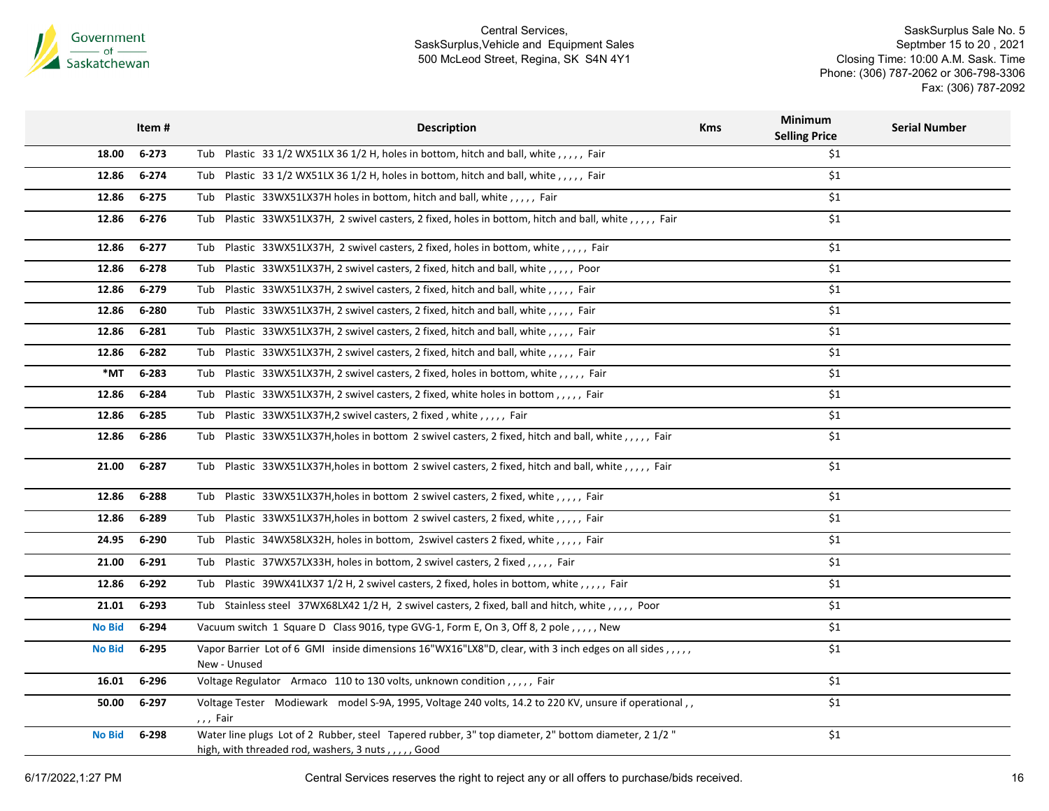Central Services,
SaskSurplus,Vehicle and Equipment Sales
500 McLeod Street, Regina, SK S4N 4Y1

SaskSurplus Sale No. 5
Septmber 15 to 20 , 2021
Closing Time: 10:00 A.M. Sask. Time
Phone: (306) 787-2062 or 306-798-3306
Fax: (306) 787-2092

| | Item # | Description | Kms | Minimum Selling Price | Serial Number |
|---|---|---|---|---|---|
| 18.00 | 6-273 | Tub Plastic 33 1/2 WX51LX 36 1/2 H, holes in bottom, hitch and ball, white , , , , , Fair | | $1 | |
| 12.86 | 6-274 | Tub Plastic 33 1/2 WX51LX 36 1/2 H, holes in bottom, hitch and ball, white , , , , , Fair | | $1 | |
| 12.86 | 6-275 | Tub Plastic 33WX51LX37H holes in bottom, hitch and ball, white , , , , , Fair | | $1 | |
| 12.86 | 6-276 | Tub Plastic 33WX51LX37H, 2 swivel casters, 2 fixed, holes in bottom, hitch and ball, white , , , , , Fair | | $1 | |
| 12.86 | 6-277 | Tub Plastic 33WX51LX37H, 2 swivel casters, 2 fixed, holes in bottom, white , , , , , Fair | | $1 | |
| 12.86 | 6-278 | Tub Plastic 33WX51LX37H, 2 swivel casters, 2 fixed, hitch and ball, white , , , , , Poor | | $1 | |
| 12.86 | 6-279 | Tub Plastic 33WX51LX37H, 2 swivel casters, 2 fixed, hitch and ball, white , , , , , Fair | | $1 | |
| 12.86 | 6-280 | Tub Plastic 33WX51LX37H, 2 swivel casters, 2 fixed, hitch and ball, white , , , , , Fair | | $1 | |
| 12.86 | 6-281 | Tub Plastic 33WX51LX37H, 2 swivel casters, 2 fixed, hitch and ball, white , , , , , Fair | | $1 | |
| 12.86 | 6-282 | Tub Plastic 33WX51LX37H, 2 swivel casters, 2 fixed, hitch and ball, white , , , , , Fair | | $1 | |
| *MT | 6-283 | Tub Plastic 33WX51LX37H, 2 swivel casters, 2 fixed, holes in bottom, white , , , , , Fair | | $1 | |
| 12.86 | 6-284 | Tub Plastic 33WX51LX37H, 2 swivel casters, 2 fixed, white holes in bottom , , , , , Fair | | $1 | |
| 12.86 | 6-285 | Tub Plastic 33WX51LX37H,2 swivel casters, 2 fixed , white , , , , , Fair | | $1 | |
| 12.86 | 6-286 | Tub Plastic 33WX51LX37H,holes in bottom 2 swivel casters, 2 fixed, hitch and ball, white , , , , , Fair | | $1 | |
| 21.00 | 6-287 | Tub Plastic 33WX51LX37H,holes in bottom 2 swivel casters, 2 fixed, hitch and ball, white , , , , , Fair | | $1 | |
| 12.86 | 6-288 | Tub Plastic 33WX51LX37H,holes in bottom 2 swivel casters, 2 fixed, white , , , , , Fair | | $1 | |
| 12.86 | 6-289 | Tub Plastic 33WX51LX37H,holes in bottom 2 swivel casters, 2 fixed, white , , , , , Fair | | $1 | |
| 24.95 | 6-290 | Tub Plastic 34WX58LX32H, holes in bottom, 2swivel casters 2 fixed, white , , , , , Fair | | $1 | |
| 21.00 | 6-291 | Tub Plastic 37WX57LX33H, holes in bottom, 2 swivel casters, 2 fixed , , , , , Fair | | $1 | |
| 12.86 | 6-292 | Tub Plastic 39WX41LX37 1/2 H, 2 swivel casters, 2 fixed, holes in bottom, white , , , , , Fair | | $1 | |
| 21.01 | 6-293 | Tub Stainless steel 37WX68LX42 1/2 H, 2 swivel casters, 2 fixed, ball and hitch, white , , , , , Poor | | $1 | |
| No Bid | 6-294 | Vacuum switch 1 Square D Class 9016, type GVG-1, Form E, On 3, Off 8, 2 pole , , , , , New | | $1 | |
| No Bid | 6-295 | Vapor Barrier Lot of 6 GMI inside dimensions 16"WX16"LX8"D, clear, with 3 inch edges on all sides , , , , , New - Unused | | $1 | |
| 16.01 | 6-296 | Voltage Regulator Armaco 110 to 130 volts, unknown condition , , , , , Fair | | $1 | |
| 50.00 | 6-297 | Voltage Tester Modiewark model S-9A, 1995, Voltage 240 volts, 14.2 to 220 KV, unsure if operational , , , , , Fair | | $1 | |
| No Bid | 6-298 | Water line plugs Lot of 2 Rubber, steel Tapered rubber, 3" top diameter, 2" bottom diameter, 2 1/2 " high, with threaded rod, washers, 3 nuts , , , , , Good | | $1 | |

6/17/2022,1:27 PM

Central Services reserves the right to reject any or all offers to purchase/bids received.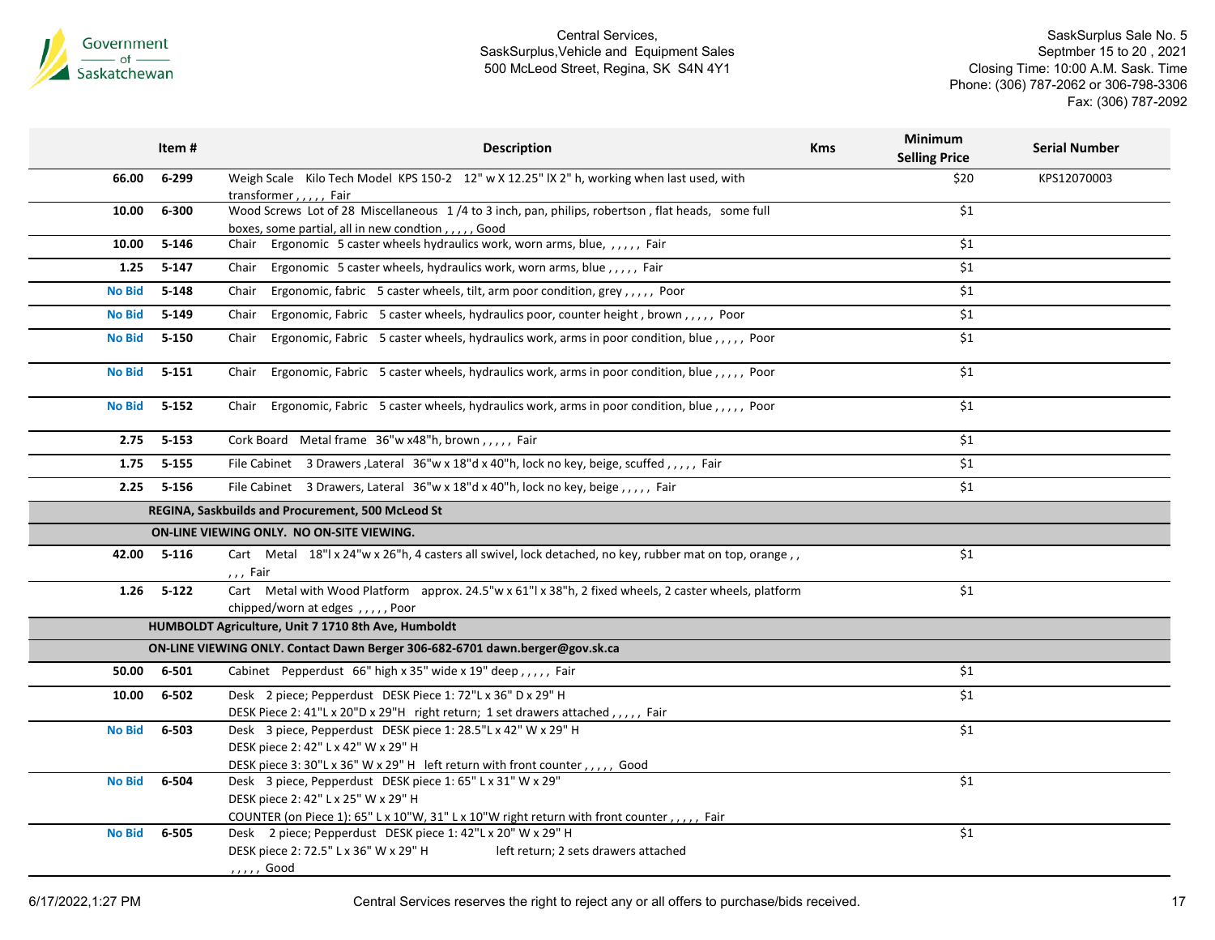Central Services,
SaskSurplus,Vehicle and Equipment Sales
500 McLeod Street, Regina, SK S4N 4Y1

SaskSurplus Sale No. 5
Septmber 15 to 20 , 2021
Closing Time: 10:00 A.M. Sask. Time
Phone: (306) 787-2062 or 306-798-3306
Fax: (306) 787-2092

| | Item # | Description | Kms | Minimum Selling Price | Serial Number |
|---|---|---|---|---|---|
| 66.00 | 6-299 | Weigh Scale Kilo Tech Model KPS 150-2 12" w X 12.25" lX 2" h, working when last used, with transformer , , , , , Fair | | $20 | KPS12070003 |
| 10.00 | 6-300 | Wood Screws Lot of 28 Miscellaneous 1 /4 to 3 inch, pan, philips, robertson , flat heads, some full boxes, some partial, all in new condtion , , , , , Good | | $1 | |
| 10.00 | 5-146 | Chair Ergonomic 5 caster wheels hydraulics work, worn arms, blue, , , , , , Fair | | $1 | |
| 1.25 | 5-147 | Chair Ergonomic 5 caster wheels, hydraulics work, worn arms, blue , , , , , Fair | | $1 | |
| No Bid | 5-148 | Chair Ergonomic, fabric 5 caster wheels, tilt, arm poor condition, grey , , , , , Poor | | $1 | |
| No Bid | 5-149 | Chair Ergonomic, Fabric 5 caster wheels, hydraulics poor, counter height , brown , , , , , Poor | | $1 | |
| No Bid | 5-150 | Chair Ergonomic, Fabric 5 caster wheels, hydraulics work, arms in poor condition, blue , , , , , Poor | | $1 | |
| No Bid | 5-151 | Chair Ergonomic, Fabric 5 caster wheels, hydraulics work, arms in poor condition, blue , , , , , Poor | | $1 | |
| No Bid | 5-152 | Chair Ergonomic, Fabric 5 caster wheels, hydraulics work, arms in poor condition, blue , , , , , Poor | | $1 | |
| 2.75 | 5-153 | Cork Board Metal frame 36"w x48"h, brown , , , , , Fair | | $1 | |
| 1.75 | 5-155 | File Cabinet 3 Drawers ,Lateral 36"w x 18"d x 40"h, lock no key, beige, scuffed , , , , , Fair | | $1 | |
| 2.25 | 5-156 | File Cabinet 3 Drawers, Lateral 36"w x 18"d x 40"h, lock no key, beige , , , , , Fair | | $1 | |
| | | **REGINA, Saskbuilds and Procurement, 500 McLeod St** | | | |
| | | **ON-LINE VIEWING ONLY. NO ON-SITE VIEWING.** | | | |
| 42.00 | 5-116 | Cart Metal 18"l x 24"w x 26"h, 4 casters all swivel, lock detached, no key, rubber mat on top, orange , , , , , Fair | | $1 | |
| 1.26 | 5-122 | Cart Metal with Wood Platform approx. 24.5"w x 61"l x 38"h, 2 fixed wheels, 2 caster wheels, platform chipped/worn at edges , , , , , Poor | | $1 | |
| | | **HUMBOLDT Agriculture, Unit 7 1710 8th Ave, Humboldt** | | | |
| | | **ON-LINE VIEWING ONLY. Contact Dawn Berger 306-682-6701 dawn.berger@gov.sk.ca** | | | |
| 50.00 | 6-501 | Cabinet Pepperdust 66" high x 35" wide x 19" deep , , , , , Fair | | $1 | |
| 10.00 | 6-502 | Desk 2 piece; Pepperdust DESK Piece 1: 72"L x 36" D x 29" H<br>DESK Piece 2: 41"L x 20"D x 29"H right return; 1 set drawers attached , , , , , Fair | | $1 | |
| No Bid | 6-503 | Desk 3 piece, Pepperdust DESK piece 1: 28.5"L x 42" W x 29" H<br>DESK piece 2: 42" L x 42" W x 29" H<br>DESK piece 3: 30"L x 36" W x 29" H left return with front counter , , , , , Good | | $1 | |
| No Bid | 6-504 | Desk 3 piece, Pepperdust DESK piece 1: 65" L x 31" W x 29"<br>DESK piece 2: 42" L x 25" W x 29" H<br>COUNTER (on Piece 1): 65" L x 10"W, 31" L x 10"W right return with front counter , , , , , Fair | | $1 | |
| No Bid | 6-505 | Desk 2 piece; Pepperdust DESK piece 1: 42"L x 20" W x 29" H<br>DESK piece 2: 72.5" L x 36" W x 29" H left return; 2 sets drawers attached<br>, , , , , Good | | $1 | |

6/17/2022,1:27 PM

Central Services reserves the right to reject any or all offers to purchase/bids received.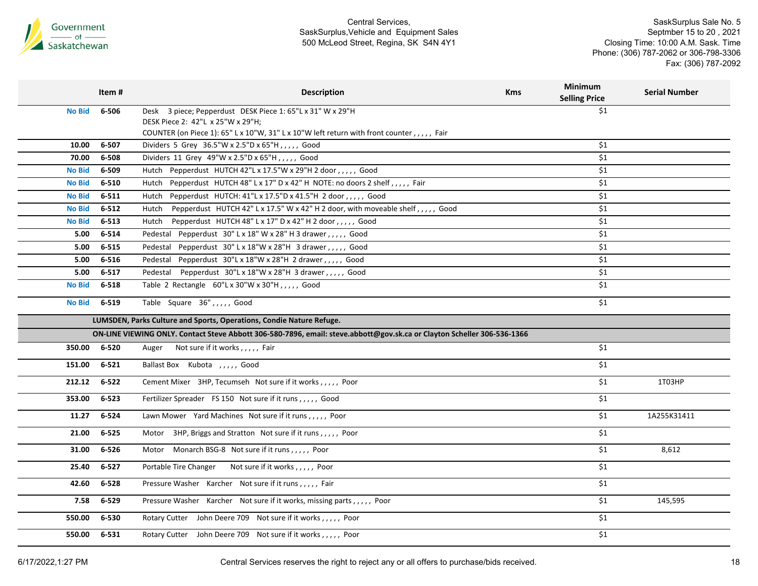Central Services,
SaskSurplus,Vehicle and Equipment Sales
500 McLeod Street, Regina, SK S4N 4Y1

SaskSurplus Sale No. 5
Septmber 15 to 20 , 2021
Closing Time: 10:00 A.M. Sask. Time
Phone: (306) 787-2062 or 306-798-3306
Fax: (306) 787-2092

| | Item # | Description | Kms | Minimum Selling Price | Serial Number |
|---|---|---|---|---|---|
| No Bid | 6-506 | Desk 3 piece; Pepperdust DESK Piece 1: 65"L x 31" W x 29"H<br>DESK Piece 2: 42"L x 25"W x 29"H;<br>COUNTER (on Piece 1): 65" L x 10"W, 31" L x 10"W left return with front counter , , , , , Fair | | $1 | |
| 10.00 | 6-507 | Dividers 5 Grey 36.5"W x 2.5"D x 65"H , , , , , Good | | $1 | |
| 70.00 | 6-508 | Dividers 11 Grey 49"W x 2.5"D x 65"H , , , , , Good | | $1 | |
| No Bid | 6-509 | Hutch Pepperdust HUTCH 42"L x 17.5"W x 29"H 2 door , , , , , Good | | $1 | |
| No Bid | 6-510 | Hutch Pepperdust HUTCH 48" L x 17" D x 42" H NOTE: no doors 2 shelf , , , , , Fair | | $1 | |
| No Bid | 6-511 | Hutch Pepperdust HUTCH: 41"L x 17.5"D x 41.5"H 2 door , , , , , Good | | $1 | |
| No Bid | 6-512 | Hutch Pepperdust HUTCH 42" L x 17.5" W x 42" H 2 door, with moveable shelf , , , , , Good | | $1 | |
| No Bid | 6-513 | Hutch Pepperdust HUTCH 48" L x 17" D x 42" H 2 door , , , , , Good | | $1 | |
| 5.00 | 6-514 | Pedestal Pepperdust 30" L x 18" W x 28" H 3 drawer , , , , , Good | | $1 | |
| 5.00 | 6-515 | Pedestal Pepperdust 30" L x 18"W x 28"H 3 drawer , , , , , Good | | $1 | |
| 5.00 | 6-516 | Pedestal Pepperdust 30"L x 18"W x 28"H 2 drawer , , , , , Good | | $1 | |
| 5.00 | 6-517 | Pedestal Pepperdust 30"L x 18"W x 28"H 3 drawer , , , , , Good | | $1 | |
| No Bid | 6-518 | Table 2 Rectangle 60"L x 30"W x 30"H , , , , , Good | | $1 | |
| No Bid | 6-519 | Table Square 36" , , , , , Good | | $1 | |
| | | **LUMSDEN, Parks Culture and Sports, Operations, Condie Nature Refuge.** | | | |
| | | **ON-LINE VIEWING ONLY. Contact Steve Abbott 306-580-7896, email: steve.abbott@gov.sk.ca or Clayton Scheller 306-536-1366** | | | |
| 350.00 | 6-520 | Auger Not sure if it works , , , , , Fair | | $1 | |
| 151.00 | 6-521 | Ballast Box Kubota , , , , , Good | | $1 | |
| 212.12 | 6-522 | Cement Mixer 3HP, Tecumseh Not sure if it works , , , , , Poor | | $1 | 1T03HP |
| 353.00 | 6-523 | Fertilizer Spreader FS 150 Not sure if it runs , , , , , Good | | $1 | |
| 11.27 | 6-524 | Lawn Mower Yard Machines Not sure if it runs , , , , , Poor | | $1 | 1A255K31411 |
| 21.00 | 6-525 | Motor 3HP, Briggs and Stratton Not sure if it runs , , , , , Poor | | $1 | |
| 31.00 | 6-526 | Motor Monarch BSG-8 Not sure if it runs , , , , , Poor | | $1 | 8,612 |
| 25.40 | 6-527 | Portable Tire Changer Not sure if it works , , , , , Poor | | $1 | |
| 42.60 | 6-528 | Pressure Washer Karcher Not sure if it runs , , , , , Fair | | $1 | |
| 7.58 | 6-529 | Pressure Washer Karcher Not sure if it works, missing parts , , , , , Poor | | $1 | 145,595 |
| 550.00 | 6-530 | Rotary Cutter John Deere 709 Not sure if it works , , , , , Poor | | $1 | |
| 550.00 | 6-531 | Rotary Cutter John Deere 709 Not sure if it works , , , , , Poor | | $1 | |

6/17/2022,1:27 PM

Central Services reserves the right to reject any or all offers to purchase/bids received.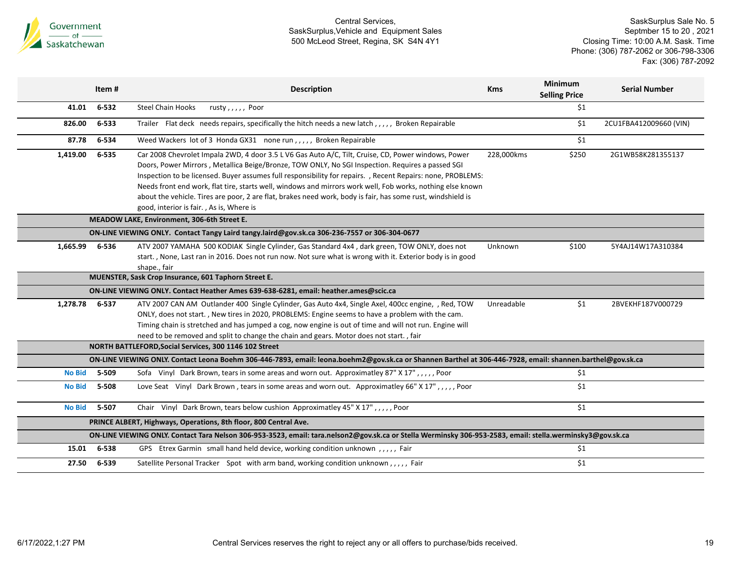Central Services,
SaskSurplus,Vehicle and Equipment Sales
500 McLeod Street, Regina, SK S4N 4Y1

SaskSurplus Sale No. 5
Septmber 15 to 20 , 2021
Closing Time: 10:00 A.M. Sask. Time
Phone: (306) 787-2062 or 306-798-3306
Fax: (306) 787-2092

| | Item # | Description | Kms | Minimum Selling Price | Serial Number |
|---|---|---|---|---|---|
| 41.01 | 6-532 | Steel Chain Hooks rusty , , , , , Poor | | $1 | |
| 826.00 | 6-533 | Trailer Flat deck needs repairs, specifically the hitch needs a new latch , , , , , Broken Repairable | | $1 | 2CU1FBA412009660 (VIN) |
| 87.78 | 6-534 | Weed Wackers lot of 3 Honda GX31 none run , , , , , Broken Repairable | | $1 | |
| 1,419.00 | 6-535 | Car 2008 Chevrolet Impala 2WD, 4 door 3.5 L V6 Gas Auto A/C, Tilt, Cruise, CD, Power windows, Power Doors, Power Mirrors , Metallica Beige/Bronze, TOW ONLY, No SGI Inspection. Requires a passed SGI Inspection to be licensed. Buyer assumes full responsibility for repairs. , Recent Repairs: none, PROBLEMS: Needs front end work, flat tire, starts well, windows and mirrors work well, Fob works, nothing else known about the vehicle. Tires are poor, 2 are flat, brakes need work, body is fair, has some rust, windshield is good, interior is fair. , As is, Where is | 228,000kms | $250 | 2G1WB58K281355137 |
| | | **MEADOW LAKE, Environment, 306-6th Street E.** | | | |
| | | **ON-LINE VIEWING ONLY. Contact Tangy Laird tangy.laird@gov.sk.ca 306-236-7557 or 306-304-0677** | | | |
| 1,665.99 | 6-536 | ATV 2007 YAMAHA 500 KODIAK Single Cylinder, Gas Standard 4x4 , dark green, TOW ONLY, does not start. , None, Last ran in 2016. Does not run now. Not sure what is wrong with it. Exterior body is in good shape., fair | Unknown | $100 | 5Y4AJ14W17A310384 |
| | | **MUENSTER, Sask Crop Insurance, 601 Taphorn Street E.** | | | |
| | | **ON-LINE VIEWING ONLY. Contact Heather Ames 639-638-6281, email: heather.ames@scic.ca** | | | |
| 1,278.78 | 6-537 | ATV 2007 CAN AM Outlander 400 Single Cylinder, Gas Auto 4x4, Single Axel, 400cc engine, , Red, TOW ONLY, does not start. , New tires in 2020, PROBLEMS: Engine seems to have a problem with the cam. Timing chain is stretched and has jumped a cog, now engine is out of time and will not run. Engine will need to be removed and split to change the chain and gears. Motor does not start. , fair | Unreadable | $1 | 2BVEKHF187V000729 |
| | | **NORTH BATTLEFORD,Social Services, 300 1146 102 Street** | | | |
| | | **ON-LINE VIEWING ONLY. Contact Leona Boehm 306-446-7893, email: leona.boehm2@gov.sk.ca or Shannen Barthel at 306-446-7928, email: shannen.barthel@gov.sk.ca** | | | |
| No Bid | 5-509 | Sofa Vinyl Dark Brown, tears in some areas and worn out. Approximatley 87" X 17" , , , , , Poor | | $1 | |
| No Bid | 5-508 | Love Seat Vinyl Dark Brown , tears in some areas and worn out. Approximatley 66" X 17" , , , , , Poor | | $1 | |
| No Bid | 5-507 | Chair Vinyl Dark Brown, tears below cushion Approximatley 45" X 17" , , , , , Poor | | $1 | |
| | | **PRINCE ALBERT, Highways, Operations, 8th floor, 800 Central Ave.** | | | |
| | | **ON-LINE VIEWING ONLY. Contact Tara Nelson 306-953-3523, email: tara.nelson2@gov.sk.ca or Stella Werminsky 306-953-2583, email: stella.werminsky3@gov.sk.ca** | | | |
| 15.01 | 6-538 | GPS Etrex Garmin small hand held device, working condition unknown , , , , , Fair | | $1 | |
| 27.50 | 6-539 | Satellite Personal Tracker Spot with arm band, working condition unknown , , , , , Fair | | $1 | |

Central Services reserves the right to reject any or all offers to purchase/bids received.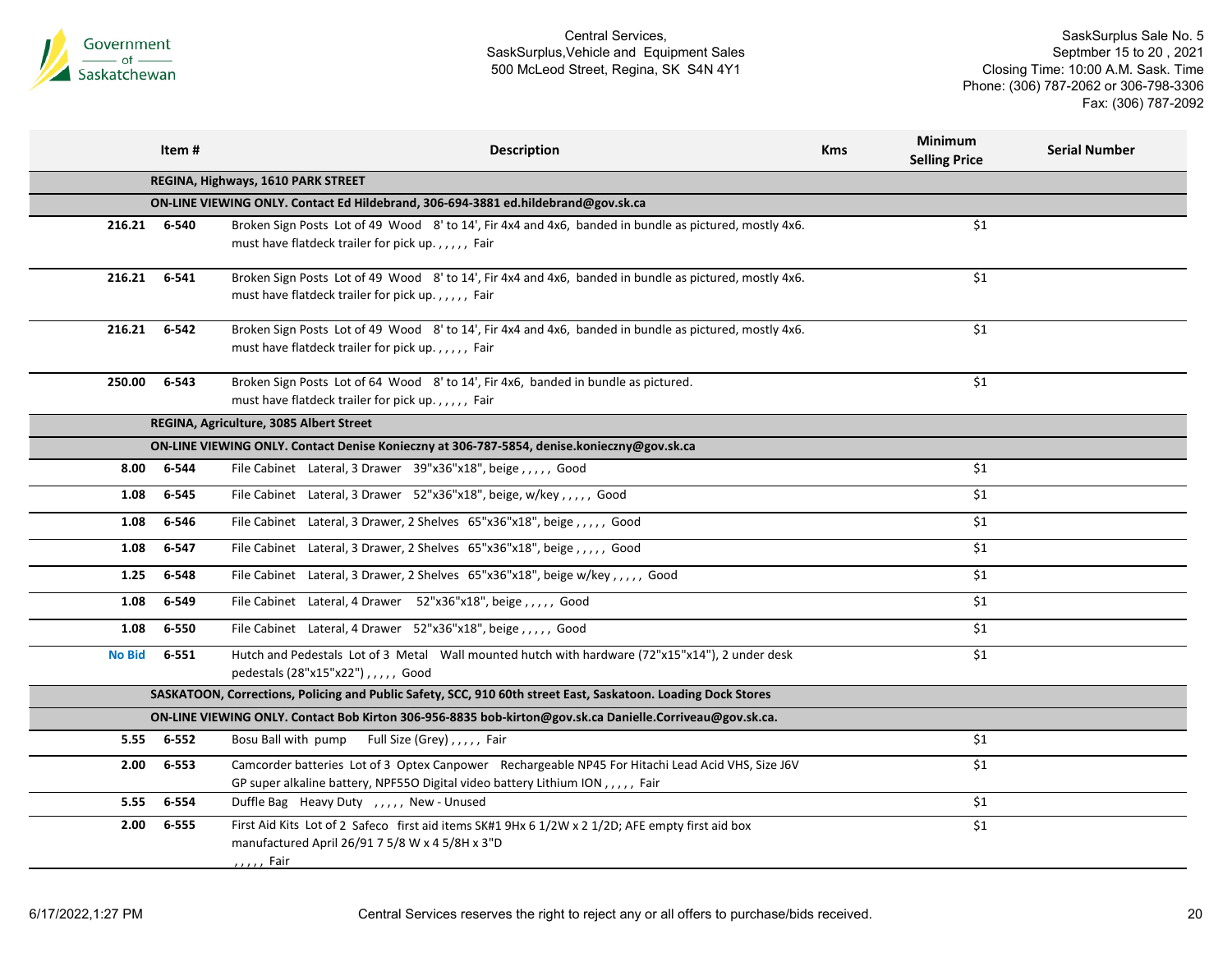Central Services,
SaskSurplus,Vehicle and Equipment Sales
500 McLeod Street, Regina, SK S4N 4Y1

SaskSurplus Sale No. 5
Septmber 15 to 20 , 2021
Closing Time: 10:00 A.M. Sask. Time
Phone: (306) 787-2062 or 306-798-3306
Fax: (306) 787-2092

| | Item # | Description | Kms | Minimum Selling Price | Serial Number |
|---|---|---|---|---|---|
| | | **REGINA, Highways, 1610 PARK STREET** | | | |
| | | **ON-LINE VIEWING ONLY. Contact Ed Hildebrand, 306-694-3881 ed.hildebrand@gov.sk.ca** | | | |
| **216.21** | **6-540** | Broken Sign Posts Lot of 49 Wood 8' to 14', Fir 4x4 and 4x6, banded in bundle as pictured, mostly 4x6. must have flatdeck trailer for pick up. , , , , , Fair | | $1 | |
| **216.21** | **6-541** | Broken Sign Posts Lot of 49 Wood 8' to 14', Fir 4x4 and 4x6, banded in bundle as pictured, mostly 4x6. must have flatdeck trailer for pick up. , , , , , Fair | | $1 | |
| **216.21** | **6-542** | Broken Sign Posts Lot of 49 Wood 8' to 14', Fir 4x4 and 4x6, banded in bundle as pictured, mostly 4x6. must have flatdeck trailer for pick up. , , , , , Fair | | $1 | |
| **250.00** | **6-543** | Broken Sign Posts Lot of 64 Wood 8' to 14', Fir 4x6, banded in bundle as pictured. must have flatdeck trailer for pick up. , , , , , Fair | | $1 | |
| | | **REGINA, Agriculture, 3085 Albert Street** | | | |
| | | **ON-LINE VIEWING ONLY. Contact Denise Konieczny at 306-787-5854, denise.konieczny@gov.sk.ca** | | | |
| **8.00** | **6-544** | File Cabinet Lateral, 3 Drawer 39"x36"x18", beige , , , , , Good | | $1 | |
| **1.08** | **6-545** | File Cabinet Lateral, 3 Drawer 52"x36"x18", beige, w/key , , , , , Good | | $1 | |
| **1.08** | **6-546** | File Cabinet Lateral, 3 Drawer, 2 Shelves 65"x36"x18", beige , , , , , Good | | $1 | |
| **1.08** | **6-547** | File Cabinet Lateral, 3 Drawer, 2 Shelves 65"x36"x18", beige , , , , , Good | | $1 | |
| **1.25** | **6-548** | File Cabinet Lateral, 3 Drawer, 2 Shelves 65"x36"x18", beige w/key , , , , , Good | | $1 | |
| **1.08** | **6-549** | File Cabinet Lateral, 4 Drawer 52"x36"x18", beige , , , , , Good | | $1 | |
| **1.08** | **6-550** | File Cabinet Lateral, 4 Drawer 52"x36"x18", beige , , , , , Good | | $1 | |
| **No Bid** | **6-551** | Hutch and Pedestals Lot of 3 Metal Wall mounted hutch with hardware (72"x15"x14"), 2 under desk pedestals (28"x15"x22") , , , , , Good | | $1 | |
| | | **SASKATOON, Corrections, Policing and Public Safety, SCC, 910 60th street East, Saskatoon. Loading Dock Stores** | | | |
| | | **ON-LINE VIEWING ONLY. Contact Bob Kirton 306-956-8835 bob-kirton@gov.sk.ca Danielle.Corriveau@gov.sk.ca.** | | | |
| **5.55** | **6-552** | Bosu Ball with pump Full Size (Grey) , , , , , Fair | | $1 | |
| **2.00** | **6-553** | Camcorder batteries Lot of 3 Optex Canpower Rechargeable NP45 For Hitachi Lead Acid VHS, Size J6V GP super alkaline battery, NPF55O Digital video battery Lithium ION , , , , , Fair | | $1 | |
| **5.55** | **6-554** | Duffle Bag Heavy Duty , , , , , New - Unused | | $1 | |
| **2.00** | **6-555** | First Aid Kits Lot of 2 Safeco first aid items SK#1 9Hx 6 1/2W x 2 1/2D; AFE empty first aid box manufactured April 26/91 7 5/8 W x 4 5/8H x 3"D , , , , , Fair | | $1 | |

6/17/2022,1:27 PM

Central Services reserves the right to reject any or all offers to purchase/bids received.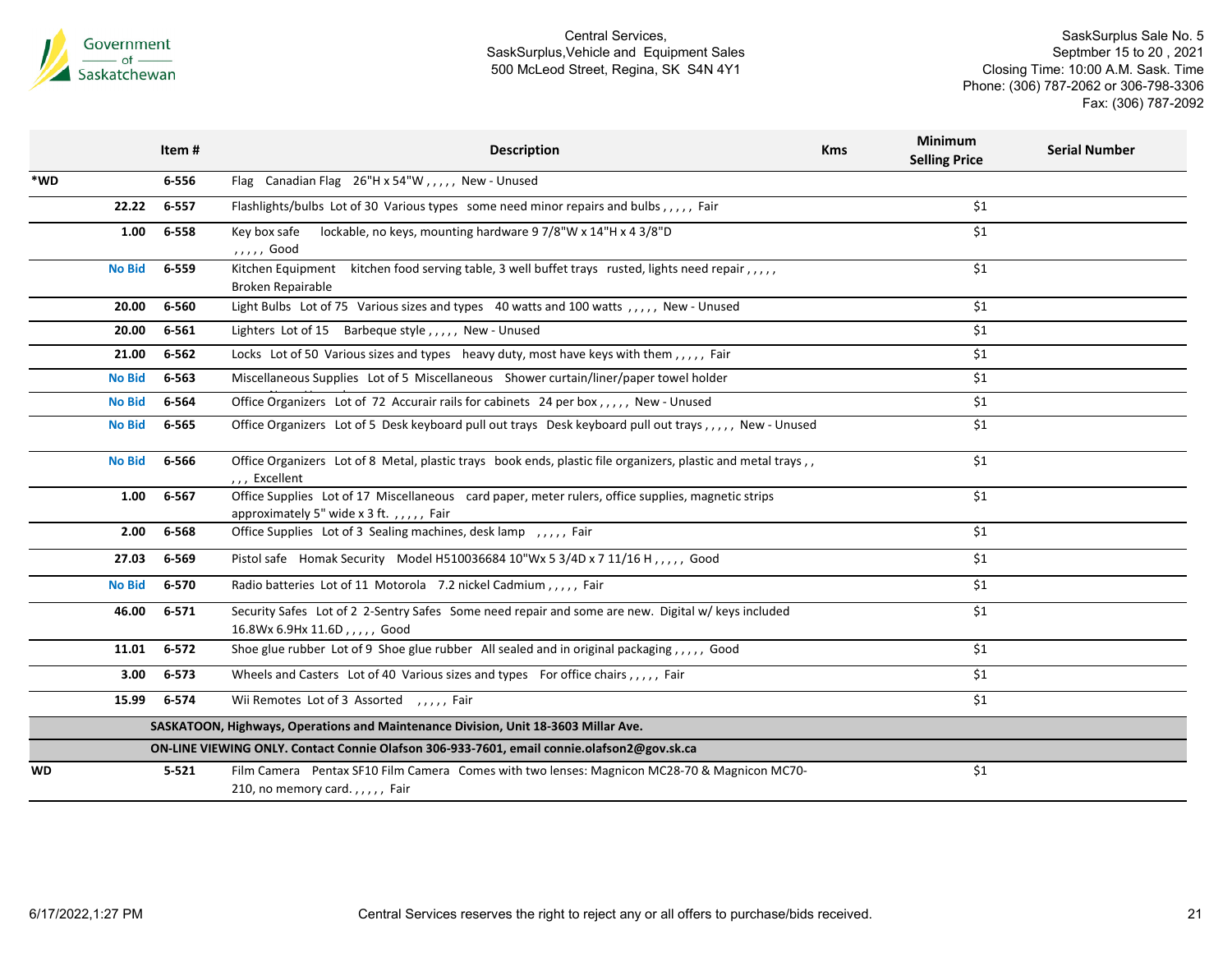Government of Saskatchewan

Central Services,
SaskSurplus,Vehicle and Equipment Sales
500 McLeod Street, Regina, SK S4N 4Y1

SaskSurplus Sale No. 5
Septmber 15 to 20 , 2021
Closing Time: 10:00 A.M. Sask. Time
Phone: (306) 787-2062 or 306-798-3306
Fax: (306) 787-2092

| | | Item # | Description | Kms | Minimum Selling Price | Serial Number |
|---|---|---|---|---|---|---|
| *WD | | 6-556 | Flag Canadian Flag 26"H x 54"W , , , , , New - Unused | | | |
| | 22.22 | 6-557 | Flashlights/bulbs Lot of 30 Various types some need minor repairs and bulbs , , , , , Fair | | $1 | |
| | 1.00 | 6-558 | Key box safe lockable, no keys, mounting hardware 9 7/8"W x 14"H x 4 3/8"D , , , , , Good | | $1 | |
| | No Bid | 6-559 | Kitchen Equipment kitchen food serving table, 3 well buffet trays rusted, lights need repair , , , , , Broken Repairable | | $1 | |
| | 20.00 | 6-560 | Light Bulbs Lot of 75 Various sizes and types 40 watts and 100 watts , , , , , New - Unused | | $1 | |
| | 20.00 | 6-561 | Lighters Lot of 15 Barbeque style , , , , , New - Unused | | $1 | |
| | 21.00 | 6-562 | Locks Lot of 50 Various sizes and types heavy duty, most have keys with them , , , , , Fair | | $1 | |
| | No Bid | 6-563 | Miscellaneous Supplies Lot of 5 Miscellaneous Shower curtain/liner/paper towel holder | | $1 | |
| | No Bid | 6-564 | Office Organizers Lot of 72 Accurair rails for cabinets 24 per box , , , , , New - Unused | | $1 | |
| | No Bid | 6-565 | Office Organizers Lot of 5 Desk keyboard pull out trays Desk keyboard pull out trays , , , , , New - Unused | | $1 | |
| | No Bid | 6-566 | Office Organizers Lot of 8 Metal, plastic trays book ends, plastic file organizers, plastic and metal trays , , , , , Excellent | | $1 | |
| | 1.00 | 6-567 | Office Supplies Lot of 17 Miscellaneous card paper, meter rulers, office supplies, magnetic strips approximately 5" wide x 3 ft. , , , , , Fair | | $1 | |
| | 2.00 | 6-568 | Office Supplies Lot of 3 Sealing machines, desk lamp , , , , , Fair | | $1 | |
| | 27.03 | 6-569 | Pistol safe Homak Security Model H510036684 10"Wx 5 3/4D x 7 11/16 H , , , , , Good | | $1 | |
| | No Bid | 6-570 | Radio batteries Lot of 11 Motorola 7.2 nickel Cadmium , , , , , Fair | | $1 | |
| | 46.00 | 6-571 | Security Safes Lot of 2 2-Sentry Safes Some need repair and some are new. Digital w/ keys included 16.8Wx 6.9Hx 11.6D , , , , , Good | | $1 | |
| | 11.01 | 6-572 | Shoe glue rubber Lot of 9 Shoe glue rubber All sealed and in original packaging , , , , , Good | | $1 | |
| | 3.00 | 6-573 | Wheels and Casters Lot of 40 Various sizes and types For office chairs , , , , , Fair | | $1 | |
| | 15.99 | 6-574 | Wii Remotes Lot of 3 Assorted , , , , , Fair | | $1 | |
| | | | **SASKATOON, Highways, Operations and Maintenance Division, Unit 18-3603 Millar Ave.** | | | |
| | | | **ON-LINE VIEWING ONLY. Contact Connie Olafson 306-933-7601, email connie.olafson2@gov.sk.ca** | | | |
| WD | | 5-521 | Film Camera Pentax SF10 Film Camera Comes with two lenses: Magnicon MC28-70 & Magnicon MC70-210, no memory card. , , , , , Fair | | $1 | |

6/17/2022,1:27 PM

Central Services reserves the right to reject any or all offers to purchase/bids received.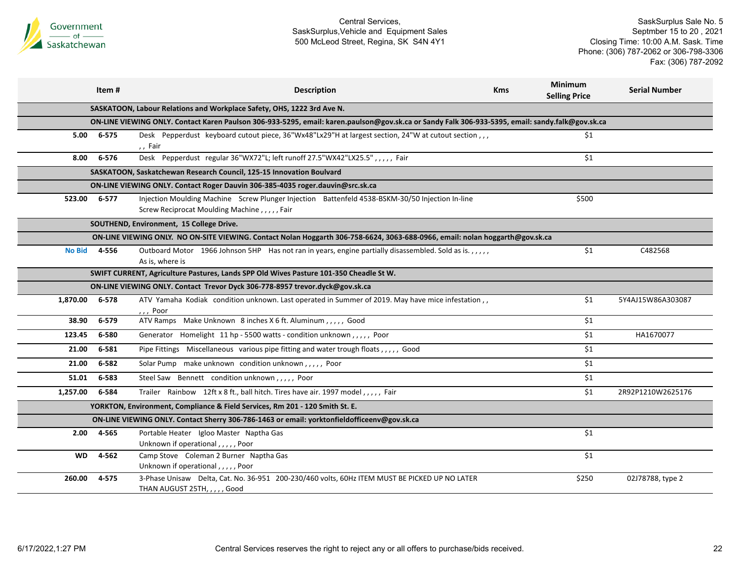Central Services,
SaskSurplus,Vehicle and Equipment Sales
500 McLeod Street, Regina, SK S4N 4Y1

SaskSurplus Sale No. 5
Septmber 15 to 20 , 2021
Closing Time: 10:00 A.M. Sask. Time
Phone: (306) 787-2062 or 306-798-3306
Fax: (306) 787-2092

| | Item # | Description | Kms | Minimum Selling Price | Serial Number |
|---|---|---|---|---|---|
| | | **SASKATOON, Labour Relations and Workplace Safety, OHS, 1222 3rd Ave N.** | | | |
| | | **ON-LINE VIEWING ONLY. Contact Karen Paulson 306-933-5295, email: karen.paulson@gov.sk.ca or Sandy Falk 306-933-5395, email: sandy.falk@gov.sk.ca** | | | |
| **5.00** | **6-575** | Desk Pepperdust keyboard cutout piece, 36"Wx48"Lx29"H at largest section, 24"W at cutout section , , , , , Fair | | $1 | |
| **8.00** | **6-576** | Desk Pepperdust regular 36"WX72"L; left runoff 27.5"WX42"LX25.5" , , , , , Fair | | $1 | |
| | | **SASKATOON, Saskatchewan Research Council, 125-15 Innovation Boulvard** | | | |
| | | **ON-LINE VIEWING ONLY. Contact Roger Dauvin 306-385-4035 roger.dauvin@src.sk.ca** | | | |
| **523.00** | **6-577** | Injection Moulding Machine Screw Plunger Injection Battenfeld 4538-BSKM-30/50 Injection In-line Screw Reciprocat Moulding Machine , , , , , Fair | | $500 | |
| | | **SOUTHEND, Environment, 15 College Drive.** | | | |
| | | **ON-LINE VIEWING ONLY. NO ON-SITE VIEWING. Contact Nolan Hoggarth 306-758-6624, 3063-688-0966, email: nolan hoggarth@gov.sk.ca** | | | |
| **No Bid** | **4-556** | Outboard Motor 1966 Johnson 5HP Has not ran in years, engine partially disassembled. Sold as is. , , , , , As is, where is | | $1 | C482568 |
| | | **SWIFT CURRENT, Agriculture Pastures, Lands SPP Old Wives Pasture 101-350 Cheadle St W.** | | | |
| | | **ON-LINE VIEWING ONLY. Contact Trevor Dyck 306-778-8957 trevor.dyck@gov.sk.ca** | | | |
| **1,870.00** | **6-578** | ATV Yamaha Kodiak condition unknown. Last operated in Summer of 2019. May have mice infestation , , , , , Poor | | $1 | 5Y4AJ15W86A303087 |
| **38.90** | **6-579** | ATV Ramps Make Unknown 8 inches X 6 ft. Aluminum , , , , , Good | | $1 | |
| **123.45** | **6-580** | Generator Homelight 11 hp - 5500 watts - condition unknown , , , , , Poor | | $1 | HA1670077 |
| **21.00** | **6-581** | Pipe Fittings Miscellaneous various pipe fitting and water trough floats , , , , , Good | | $1 | |
| **21.00** | **6-582** | Solar Pump make unknown condition unknown , , , , , Poor | | $1 | |
| **51.01** | **6-583** | Steel Saw Bennett condition unknown , , , , , Poor | | $1 | |
| **1,257.00** | **6-584** | Trailer Rainbow 12ft x 8 ft., ball hitch. Tires have air. 1997 model , , , , , Fair | | $1 | 2R92P1210W2625176 |
| | | **YORKTON, Environment, Compliance & Field Services, Rm 201 - 120 Smith St. E.** | | | |
| | | **ON-LINE VIEWING ONLY. Contact Sherry 306-786-1463 or email: yorktonfieldofficeenv@gov.sk.ca** | | | |
| **2.00** | **4-565** | Portable Heater Igloo Master Naptha Gas Unknown if operational , , , , , Poor | | $1 | |
| **WD** | **4-562** | Camp Stove Coleman 2 Burner Naptha Gas Unknown if operational , , , , , Poor | | $1 | |
| **260.00** | **4-575** | 3-Phase Unisaw Delta, Cat. No. 36-951 200-230/460 volts, 60Hz ITEM MUST BE PICKED UP NO LATER THAN AUGUST 25TH, , , , , Good | | $250 | 02J78788, type 2 |

6/17/2022,1:27 PM

Central Services reserves the right to reject any or all offers to purchase/bids received.